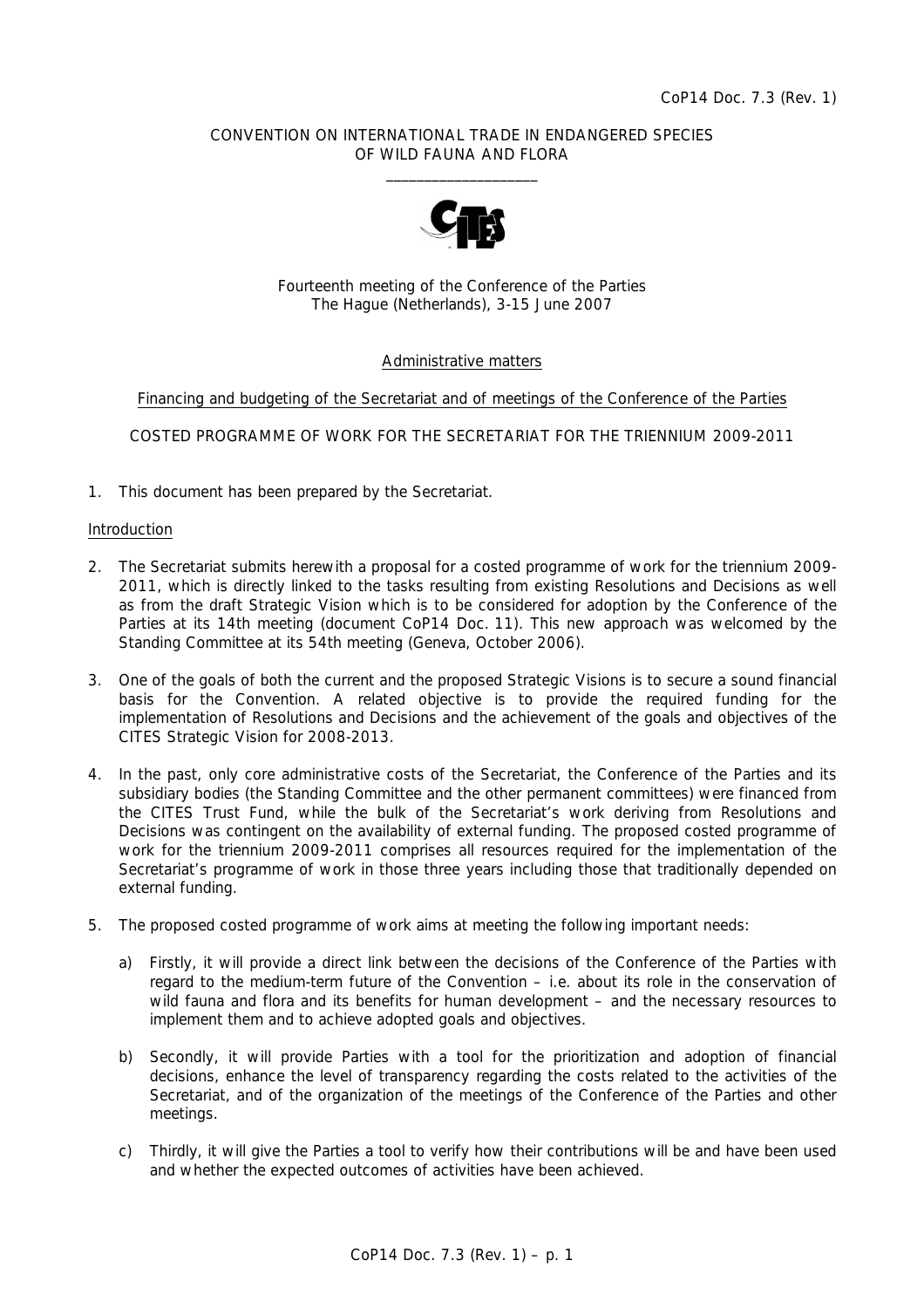CoP14 Doc. 7.3 (Rev. 1)

CONVENTION ON INTERNATIONAL TRADE IN ENDANGERED SPECIES
OF WILD FAUNA AND FLORA

____________________

Fourteenth meeting of the Conference of the Parties
The Hague (Netherlands), 3-15 June 2007

Administrative matters

Financing and budgeting of the Secretariat and of meetings of the Conference of the Parties

COSTED PROGRAMME OF WORK FOR THE SECRETARIAT FOR THE TRIENNIUM 2009-2011

1. This document has been prepared by the Secretariat.

Introduction

2. The Secretariat submits herewith a proposal for a costed programme of work for the triennium 2009-2011, which is directly linked to the tasks resulting from existing Resolutions and Decisions as well as from the draft Strategic Vision which is to be considered for adoption by the Conference of the Parties at its 14th meeting (document CoP14 Doc. 11). This new approach was welcomed by the Standing Committee at its 54th meeting (Geneva, October 2006).

3. One of the goals of both the current and the proposed Strategic Visions is to secure a sound financial basis for the Convention. A related objective is to provide the required funding for the implementation of Resolutions and Decisions and the achievement of the goals and objectives of the CITES Strategic Vision for 2008-2013.

4. In the past, only core administrative costs of the Secretariat, the Conference of the Parties and its subsidiary bodies (the Standing Committee and the other permanent committees) were financed from the CITES Trust Fund, while the bulk of the Secretariat's work deriving from Resolutions and Decisions was contingent on the availability of external funding. The proposed costed programme of work for the triennium 2009-2011 comprises all resources required for the implementation of the Secretariat's programme of work in those three years including those that traditionally depended on external funding.

5. The proposed costed programme of work aims at meeting the following important needs:

   a) Firstly, it will provide a direct link between the decisions of the Conference of the Parties with regard to the medium-term future of the Convention – i.e. about its role in the conservation of wild fauna and flora and its benefits for human development – and the necessary resources to implement them and to achieve adopted goals and objectives.

   b) Secondly, it will provide Parties with a tool for the prioritization and adoption of financial decisions, enhance the level of transparency regarding the costs related to the activities of the Secretariat, and of the organization of the meetings of the Conference of the Parties and other meetings.

   c) Thirdly, it will give the Parties a tool to verify how their contributions will be and have been used and whether the expected outcomes of activities have been achieved.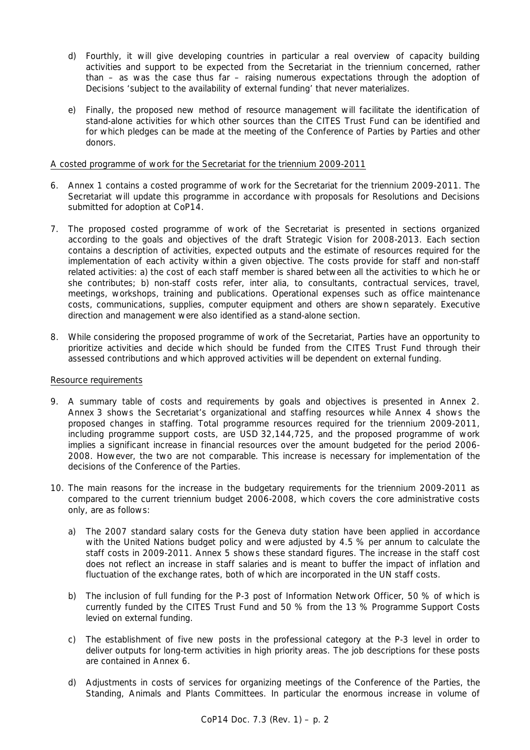d) Fourthly, it will give developing countries in particular a real overview of capacity building activities and support to be expected from the Secretariat in the triennium concerned, rather than – as was the case thus far – raising numerous expectations through the adoption of Decisions 'subject to the availability of external funding' that never materializes.

e) Finally, the proposed new method of resource management will facilitate the identification of stand-alone activities for which other sources than the CITES Trust Fund can be identified and for which pledges can be made at the meeting of the Conference of Parties by Parties and other donors.

A costed programme of work for the Secretariat for the triennium 2009-2011

6. Annex 1 contains a costed programme of work for the Secretariat for the triennium 2009-2011. The Secretariat will update this programme in accordance with proposals for Resolutions and Decisions submitted for adoption at CoP14.

7. The proposed costed programme of work of the Secretariat is presented in sections organized according to the goals and objectives of the draft Strategic Vision for 2008-2013. Each section contains a description of activities, expected outputs and the estimate of resources required for the implementation of each activity within a given objective. The costs provide for staff and non-staff related activities: a) the cost of each staff member is shared between all the activities to which he or she contributes; b) non-staff costs refer, *inter alia*, to consultants, contractual services, travel, meetings, workshops, training and publications. Operational expenses such as office maintenance costs, communications, supplies, computer equipment and others are shown separately. Executive direction and management were also identified as a stand-alone section.

8. While considering the proposed programme of work of the Secretariat, Parties have an opportunity to prioritize activities and decide which should be funded from the CITES Trust Fund through their assessed contributions and which approved activities will be dependent on external funding.

Resource requirements

9. A summary table of costs and requirements by goals and objectives is presented in Annex 2. Annex 3 shows the Secretariat's organizational and staffing resources while Annex 4 shows the proposed changes in staffing. Total programme resources required for the triennium 2009-2011, including programme support costs, are USD 32,144,725, and the proposed programme of work implies a significant increase in financial resources over the amount budgeted for the period 2006-2008. However, the two are not comparable. This increase is necessary for implementation of the decisions of the Conference of the Parties.

10. The main reasons for the increase in the budgetary requirements for the triennium 2009-2011 as compared to the current triennium budget 2006-2008, which covers the core administrative costs only, are as follows:

a) The 2007 standard salary costs for the Geneva duty station have been applied in accordance with the United Nations budget policy and were adjusted by 4.5 % per annum to calculate the staff costs in 2009-2011. Annex 5 shows these standard figures. The increase in the staff cost does not reflect an increase in staff salaries and is meant to buffer the impact of inflation and fluctuation of the exchange rates, both of which are incorporated in the UN staff costs.

b) The inclusion of full funding for the P-3 post of Information Network Officer, 50 % of which is currently funded by the CITES Trust Fund and 50 % from the 13 % Programme Support Costs levied on external funding.

c) The establishment of five new posts in the professional category at the P-3 level in order to deliver outputs for long-term activities in high priority areas. The job descriptions for these posts are contained in Annex 6.

d) Adjustments in costs of services for organizing meetings of the Conference of the Parties, the Standing, Animals and Plants Committees. In particular the enormous increase in volume of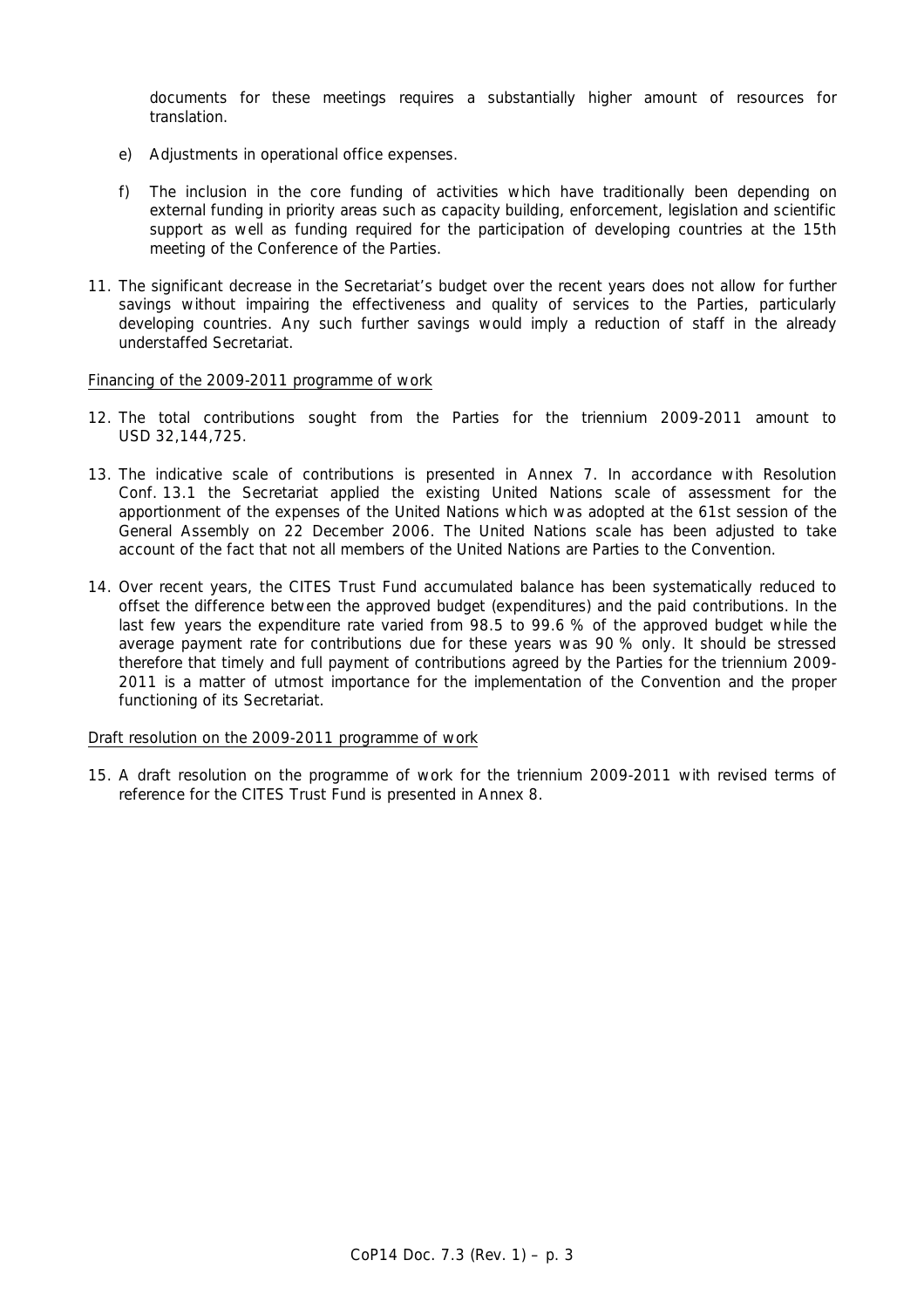documents for these meetings requires a substantially higher amount of resources for translation.

e) Adjustments in operational office expenses.

f) The inclusion in the core funding of activities which have traditionally been depending on external funding in priority areas such as capacity building, enforcement, legislation and scientific support as well as funding required for the participation of developing countries at the 15th meeting of the Conference of the Parties.

11. The significant decrease in the Secretariat's budget over the recent years does not allow for further savings without impairing the effectiveness and quality of services to the Parties, particularly developing countries. Any such further savings would imply a reduction of staff in the already understaffed Secretariat.

<u>Financing of the 2009-2011 programme of work</u>

12. The total contributions sought from the Parties for the triennium 2009-2011 amount to USD 32,144,725.

13. The indicative scale of contributions is presented in Annex 7. In accordance with Resolution Conf. 13.1 the Secretariat applied the existing United Nations scale of assessment for the apportionment of the expenses of the United Nations which was adopted at the 61st session of the General Assembly on 22 December 2006. The United Nations scale has been adjusted to take account of the fact that not all members of the United Nations are Parties to the Convention.

14. Over recent years, the CITES Trust Fund accumulated balance has been systematically reduced to offset the difference between the approved budget (expenditures) and the paid contributions. In the last few years the expenditure rate varied from 98.5 to 99.6 % of the approved budget while the average payment rate for contributions due for these years was 90 % only. It should be stressed therefore that timely and full payment of contributions agreed by the Parties for the triennium 2009-2011 is a matter of utmost importance for the implementation of the Convention and the proper functioning of its Secretariat.

<u>Draft resolution on the 2009-2011 programme of work</u>

15. A draft resolution on the programme of work for the triennium 2009-2011 with revised terms of reference for the CITES Trust Fund is presented in Annex 8.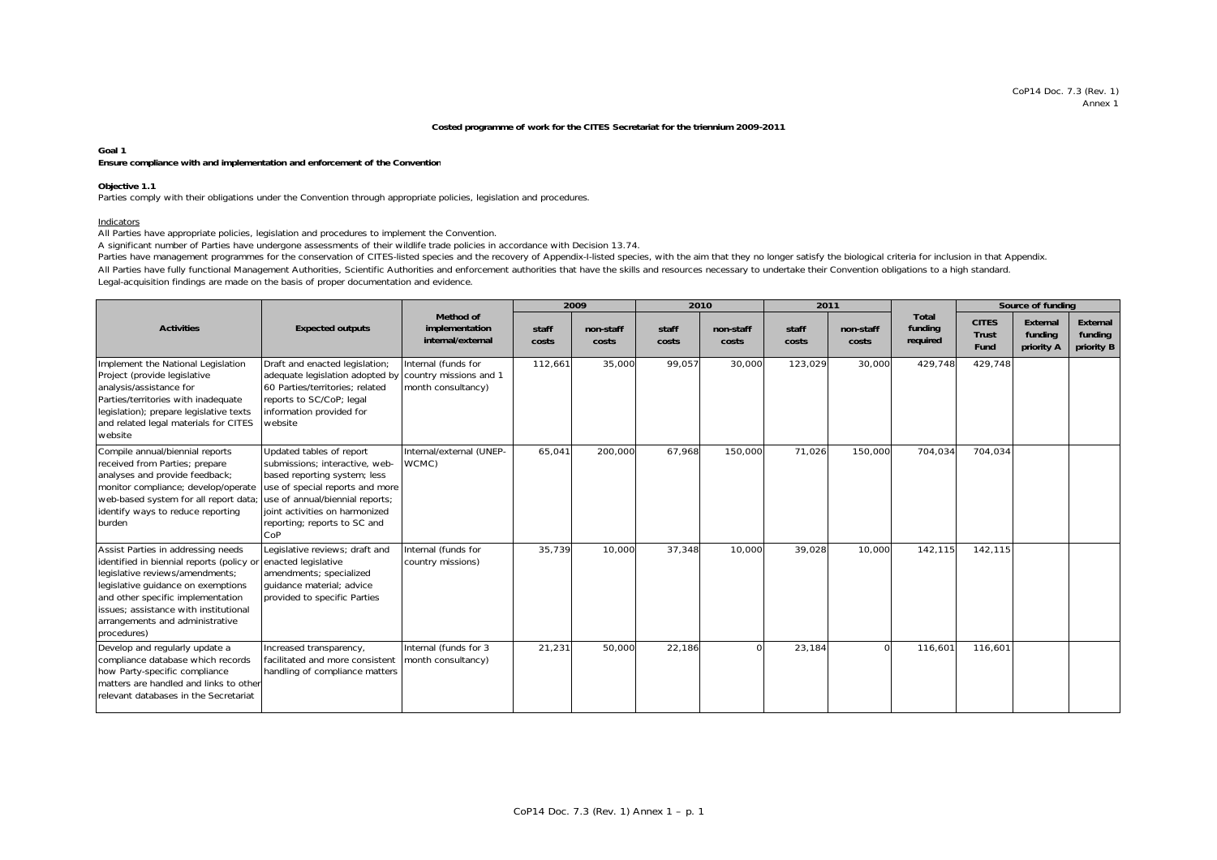CoP14 Doc. 7.3 (Rev. 1)
Annex 1

**Costed programme of work for the CITES Secretariat for the triennium 2009-2011**

**Goal 1**

**Ensure compliance with and implementation and enforcement of the Convention**

**Objective 1.1**

Parties comply with their obligations under the Convention through appropriate policies, legislation and procedures.

Indicators

All Parties have appropriate policies, legislation and procedures to implement the Convention.

A significant number of Parties have undergone assessments of their wildlife trade policies in accordance with Decision 13.74.

Parties have management programmes for the conservation of CITES-listed species and the recovery of Appendix-I-listed species, with the aim that they no longer satisfy the biological criteria for inclusion in that Appendix.

All Parties have fully functional Management Authorities, Scientific Authorities and enforcement authorities that have the skills and resources necessary to undertake their Convention obligations to a high standard.

Legal-acquisition findings are made on the basis of proper documentation and evidence.

| Activities | Expected outputs | Method of implementation internal/external | 2009 | | 2010 | | 2011 | | Total funding required | Source of funding | | |
|---|---|---|---|---|---|---|---|---|---|---|---|---|
| | | | staff costs | non-staff costs | staff costs | non-staff costs | staff costs | non-staff costs | | CITES Trust Fund | External funding priority A | External funding priority B |
| Implement the National Legislation Project (provide legislative analysis/assistance for Parties/territories with inadequate legislation); prepare legislative texts and related legal materials for CITES website | Draft and enacted legislation; adequate legislation adopted by 60 Parties/territories; related reports to SC/CoP; legal information provided for website | Internal (funds for country missions and 1 month consultancy) | 112,661 | 35,000 | 99,057 | 30,000 | 123,029 | 30,000 | 429,748 | 429,748 | | |
| Compile annual/biennial reports received from Parties; prepare analyses and provide feedback; monitor compliance; develop/operate web-based system for all report data; identify ways to reduce reporting burden | Updated tables of report submissions; interactive, web-based reporting system; less use of special reports and more use of annual/biennial reports; joint activities on harmonized reporting; reports to SC and CoP | Internal/external (UNEP-WCMC) | 65,041 | 200,000 | 67,968 | 150,000 | 71,026 | 150,000 | 704,034 | 704,034 | | |
| Assist Parties in addressing needs identified in biennial reports (policy or legislative reviews/amendments; legislative guidance on exemptions and other specific implementation issues; assistance with institutional arrangements and administrative procedures) | Legislative reviews; draft and enacted legislative amendments; specialized guidance material; advice provided to specific Parties | Internal (funds for country missions) | 35,739 | 10,000 | 37,348 | 10,000 | 39,028 | 10,000 | 142,115 | 142,115 | | |
| Develop and regularly update a compliance database which records how Party-specific compliance matters are handled and links to other relevant databases in the Secretariat | Increased transparency, facilitated and more consistent handling of compliance matters | Internal (funds for 3 month consultancy) | 21,231 | 50,000 | 22,186 | 0 | 23,184 | 0 | 116,601 | 116,601 | | |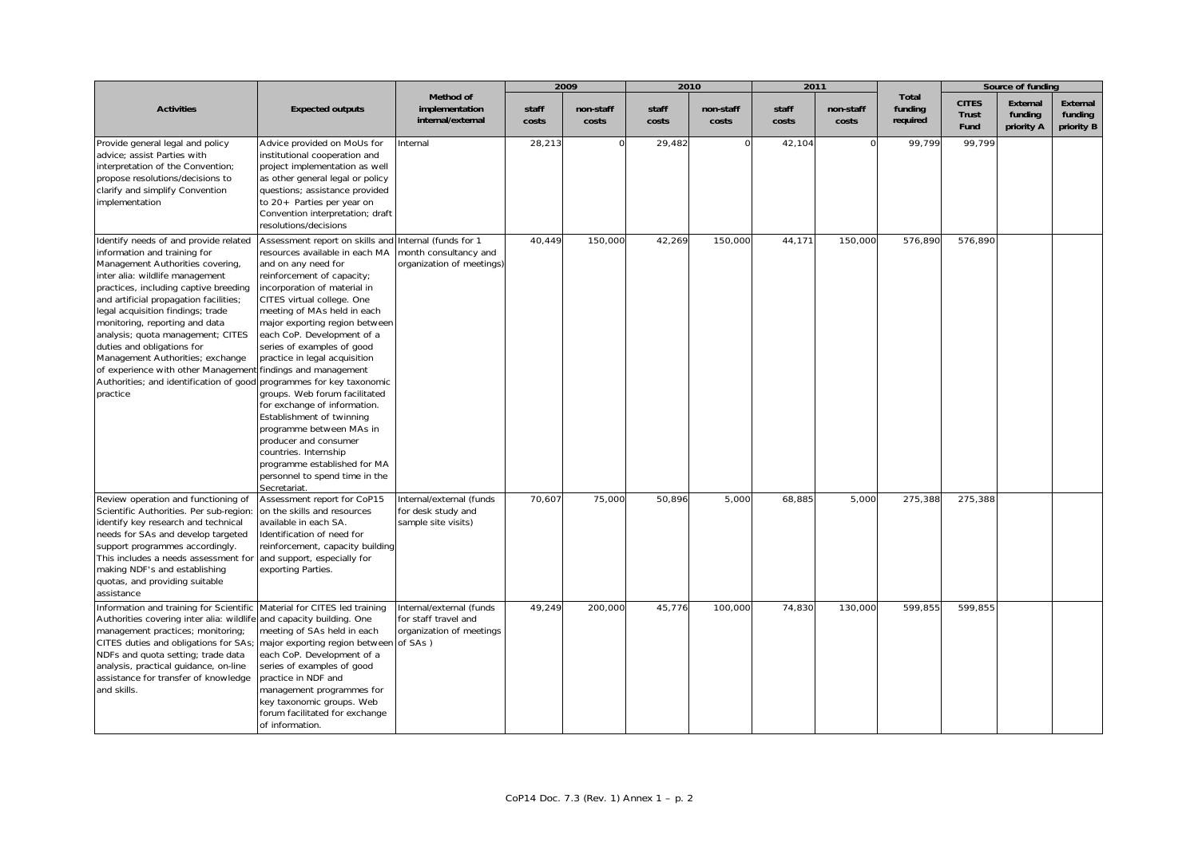| Activities | Expected outputs | Method of implementation internal/external | 2009 | | 2010 | | 2011 | | Total funding required | Source of funding | | |
|---|---|---|---|---|---|---|---|---|---|---|---|---|
| | | | staff costs | non-staff costs | staff costs | non-staff costs | staff costs | non-staff costs | | CITES Trust Fund | External funding priority A | External funding priority B |
| Provide general legal and policy advice; assist Parties with interpretation of the Convention; propose resolutions/decisions to clarify and simplify Convention implementation | Advice provided on MoUs for institutional cooperation and project implementation as well as other general legal or policy questions; assistance provided to 20+ Parties per year on Convention interpretation; draft resolutions/decisions | Internal | 28,213 | 0 | 29,482 | 0 | 42,104 | 0 | 99,799 | 99,799 | | |
| Identify needs of and provide related information and training for Management Authorities covering, inter alia: wildlife management practices, including captive breeding and artificial propagation facilities; legal acquisition findings; trade monitoring, reporting and data analysis; quota management; CITES duties and obligations for Management Authorities; exchange of experience with other Management Authorities; and identification of good practice | Assessment report on skills and resources available in each MA and on any need for reinforcement of capacity; incorporation of material in CITES virtual college. One meeting of MAs held in each major exporting region between each CoP. Development of a series of examples of good practice in legal acquisition findings and management programmes for key taxonomic groups. Web forum facilitated for exchange of information. Establishment of twinning programme between MAs in producer and consumer countries. Internship programme established for MA personnel to spend time in the Secretariat. | Internal (funds for 1 month consultancy and organization of meetings) | 40,449 | 150,000 | 42,269 | 150,000 | 44,171 | 150,000 | 576,890 | 576,890 | | |
| Review operation and functioning of Scientific Authorities. Per sub-region: identify key research and technical needs for SAs and develop targeted support programmes accordingly. This includes a needs assessment for making NDF's and establishing quotas, and providing suitable assistance | Assessment report for CoP15 on the skills and resources available in each SA. Identification of need for reinforcement, capacity building and support, especially for exporting Parties. | Internal/external (funds for desk study and sample site visits) | 70,607 | 75,000 | 50,896 | 5,000 | 68,885 | 5,000 | 275,388 | 275,388 | | |
| Information and training for Scientific Authorities covering inter alia: wildlife management practices; monitoring; CITES duties and obligations for SAs; NDFs and quota setting; trade data analysis, practical guidance, on-line assistance for transfer of knowledge and skills. | Material for CITES led training and capacity building. One meeting of SAs held in each major exporting region between each CoP. Development of a series of examples of good practice in NDF and management programmes for key taxonomic groups. Web forum facilitated for exchange of information. | Internal/external (funds for staff travel and organization of meetings of SAs ) | 49,249 | 200,000 | 45,776 | 100,000 | 74,830 | 130,000 | 599,855 | 599,855 | | |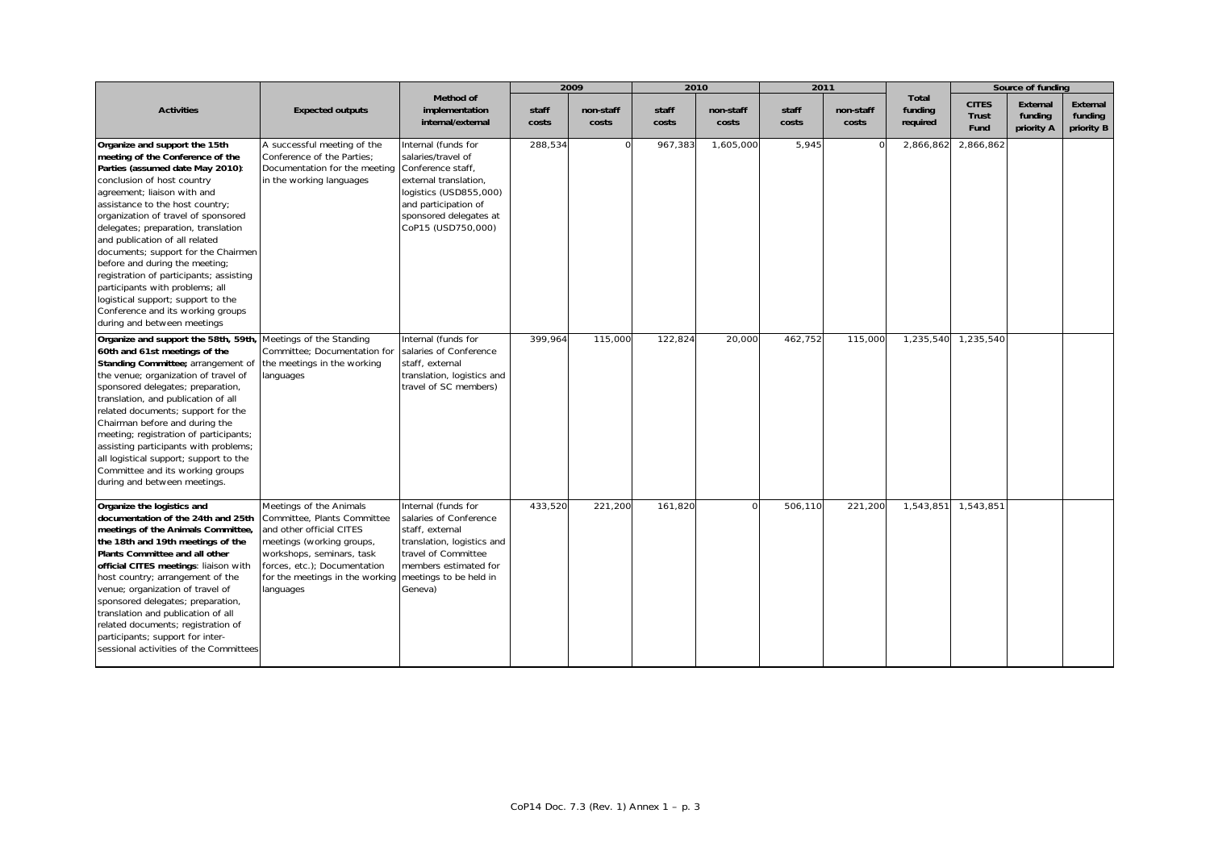| Activities | Expected outputs | Method of implementation internal/external | 2009 | | 2010 | | 2011 | | Total funding required | Source of funding | | |
|---|---|---|---|---|---|---|---|---|---|---|---|---|
| | | | staff costs | non-staff costs | staff costs | non-staff costs | staff costs | non-staff costs | | CITES Trust Fund | External funding priority A | External funding priority B |
| **Organize and support the 15th meeting of the Conference of the Parties (assumed date May 2010)**: conclusion of host country agreement; liaison with and assistance to the host country; organization of travel of sponsored delegates; preparation, translation and publication of all related documents; support for the Chairmen before and during the meeting; registration of participants; assisting participants with problems; all logistical support; support to the Conference and its working groups during and between meetings | A successful meeting of the Conference of the Parties; Documentation for the meeting in the working languages | Internal (funds for salaries/travel of Conference staff, external translation, logistics (USD855,000) and participation of sponsored delegates at CoP15 (USD750,000) | 288,534 | 0 | 967,383 | 1,605,000 | 5,945 | 0 | 2,866,862 | 2,866,862 | | |
| **Organize and support the 58th, 59th, 60th and 61st meetings of the Standing Committee;** arrangement of the venue; organization of travel of sponsored delegates; preparation, translation, and publication of all related documents; support for the Chairman before and during the meeting; registration of participants; assisting participants with problems; all logistical support; support to the Committee and its working groups during and between meetings. | Meetings of the Standing Committee; Documentation for the meetings in the working languages | Internal (funds for salaries of Conference staff, external translation, logistics and travel of SC members) | 399,964 | 115,000 | 122,824 | 20,000 | 462,752 | 115,000 | 1,235,540 | 1,235,540 | | |
| **Organize the logistics and documentation of the 24th and 25th meetings of the Animals Committee, the 18th and 19th meetings of the Plants Committee and all other official CITES meetings**: liaison with host country; arrangement of the venue; organization of travel of sponsored delegates; preparation, translation and publication of all related documents; registration of participants; support for inter-sessional activities of the Committees | Meetings of the Animals Committee, Plants Committee and other official CITES meetings (working groups, workshops, seminars, task forces, etc.); Documentation for the meetings in the working languages | Internal (funds for salaries of Conference staff, external translation, logistics and travel of Committee members estimated for meetings to be held in Geneva) | 433,520 | 221,200 | 161,820 | 0 | 506,110 | 221,200 | 1,543,851 | 1,543,851 | | |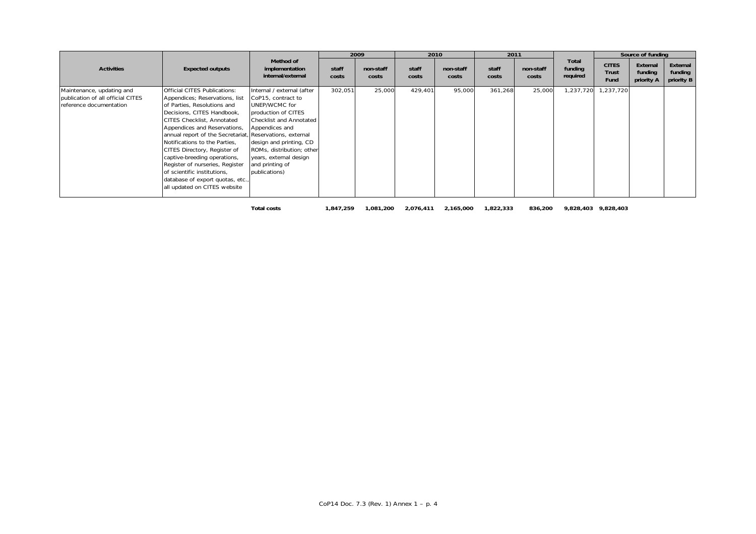| Activities | Expected outputs | Method of implementation internal/external | 2009 | | 2010 | | 2011 | | Total funding required | Source of funding | | |
|---|---|---|---|---|---|---|---|---|---|---|---|---|
| | | | staff costs | non-staff costs | staff costs | non-staff costs | staff costs | non-staff costs | | CITES Trust Fund | External funding priority A | External funding priority B |
| Maintenance, updating and publication of all official CITES reference documentation | Official CITES Publications: Appendices; Reservations, list of Parties, Resolutions and Decisions, CITES Handbook, CITES Checklist, Annotated Appendices and Reservations, annual report of the Secretariat, Notifications to the Parties, CITES Directory, Register of captive-breeding operations, Register of nurseries, Register of scientific institutions, database of export quotas, etc., all updated on CITES website | Internal / external (after CoP15, contract to UNEP/WCMC for production of CITES Checklist and Annotated Appendices and Reservations, external design and printing, CD ROMs, distribution; other years, external design and printing of publications) | 302,051 | 25,000 | 429,401 | 95,000 | 361,268 | 25,000 | 1,237,720 | 1,237,720 | | |
| | | **Total costs** | **1,847,259** | **1,081,200** | **2,076,411** | **2,165,000** | **1,822,333** | **836,200** | **9,828,403** | **9,828,403** | | |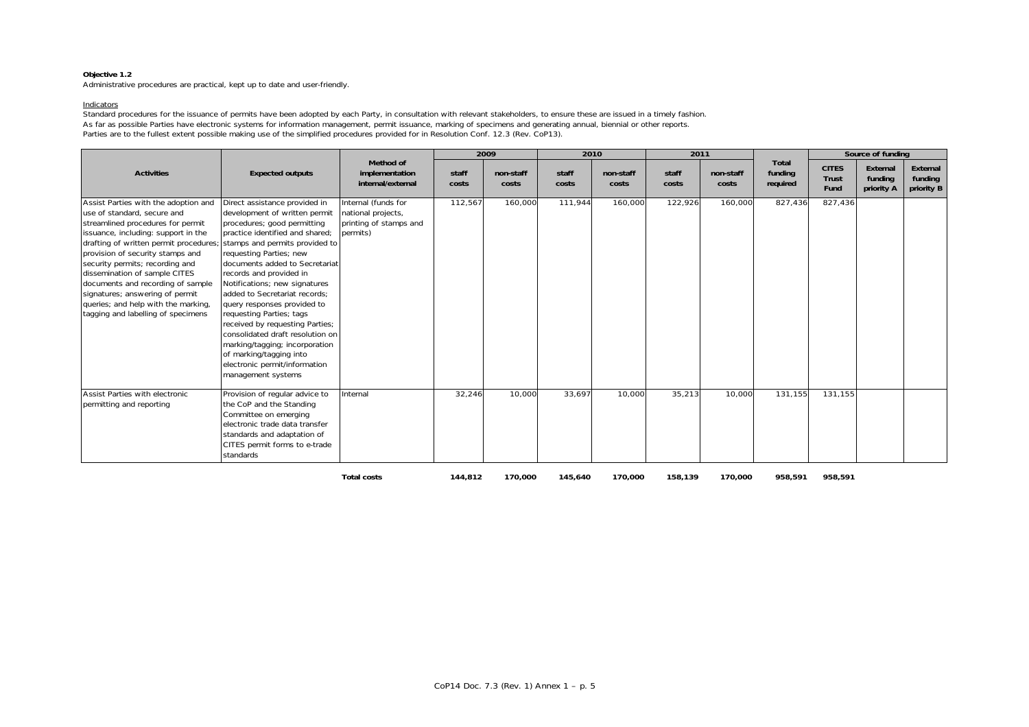**Objective 1.2**

Administrative procedures are practical, kept up to date and user-friendly.

Indicators

Standard procedures for the issuance of permits have been adopted by each Party, in consultation with relevant stakeholders, to ensure these are issued in a timely fashion.

As far as possible Parties have electronic systems for information management, permit issuance, marking of specimens and generating annual, biennial or other reports.

Parties are to the fullest extent possible making use of the simplified procedures provided for in Resolution Conf. 12.3 (Rev. CoP13).

| Activities | Expected outputs | Method of implementation internal/external | 2009 | | 2010 | | 2011 | | Total funding required | Source of funding | | |
|---|---|---|---|---|---|---|---|---|---|---|---|---|
| | | | staff costs | non-staff costs | staff costs | non-staff costs | staff costs | non-staff costs | | CITES Trust Fund | External funding priority A | External funding priority B |
| Assist Parties with the adoption and use of standard, secure and streamlined procedures for permit issuance, including: support in the drafting of written permit procedures; provision of security stamps and security permits; recording and dissemination of sample CITES documents and recording of sample signatures; answering of permit queries; and help with the marking, tagging and labelling of specimens | Direct assistance provided in development of written permit procedures; good permitting practice identified and shared; stamps and permits provided to requesting Parties; new documents added to Secretariat records and provided in Notifications; new signatures added to Secretariat records; query responses provided to requesting Parties; tags received by requesting Parties; consolidated draft resolution on marking/tagging; incorporation of marking/tagging into electronic permit/information management systems | Internal (funds for national projects, printing of stamps and permits) | 112,567 | 160,000 | 111,944 | 160,000 | 122,926 | 160,000 | 827,436 | 827,436 | | |
| Assist Parties with electronic permitting and reporting | Provision of regular advice to the CoP and the Standing Committee on emerging electronic trade data transfer standards and adaptation of CITES permit forms to e-trade standards | Internal | 32,246 | 10,000 | 33,697 | 10,000 | 35,213 | 10,000 | 131,155 | 131,155 | | |
| | | **Total costs** | **144,812** | **170,000** | **145,640** | **170,000** | **158,139** | **170,000** | **958,591** | **958,591** | | |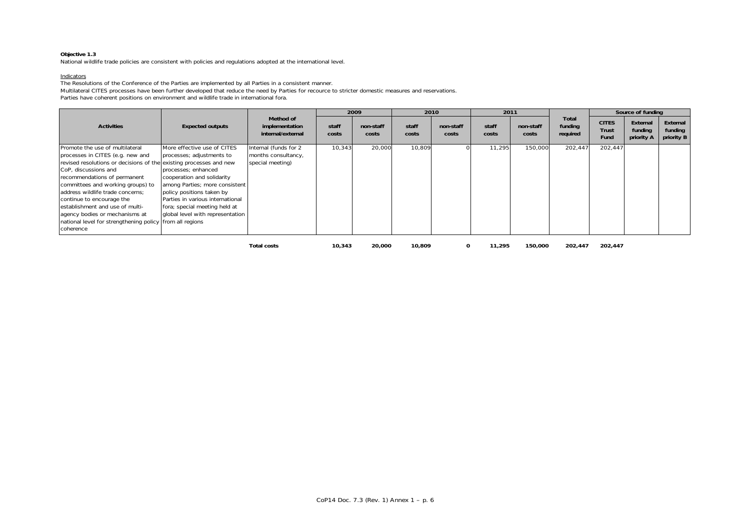**Objective 1.3**

National wildlife trade policies are consistent with policies and regulations adopted at the international level.

Indicators

The Resolutions of the Conference of the Parties are implemented by all Parties in a consistent manner.

Multilateral CITES processes have been further developed that reduce the need by Parties for recource to stricter domestic measures and reservations.

Parties have coherent positions on environment and wildlife trade in international fora.

| Activities | Expected outputs | Method of implementation internal/external | 2009 | | 2010 | | 2011 | | Total funding required | Source of funding | | |
|---|---|---|---|---|---|---|---|---|---|---|---|---|
| | | | staff costs | non-staff costs | staff costs | non-staff costs | staff costs | non-staff costs | | CITES Trust Fund | External funding priority A | External funding priority B |
| Promote the use of multilateral processes in CITES (e.g. new and revised resolutions or decisions of the CoP, discussions and recommendations of permanent committees and working groups) to address wildlife trade concerns; continue to encourage the establishment and use of multi-agency bodies or mechanisms at national level for strengthening policy coherence | More effective use of CITES processes; adjustments to existing processes and new processes; enhanced cooperation and solidarity among Parties; more consistent policy positions taken by Parties in various international fora; special meeting held at global level with representation from all regions | Internal (funds for 2 months consultancy, special meeting) | 10,343 | 20,000 | 10,809 | 0 | 11,295 | 150,000 | 202,447 | 202,447 | | |
| | | **Total costs** | **10,343** | **20,000** | **10,809** | **0** | **11,295** | **150,000** | **202,447** | **202,447** | | |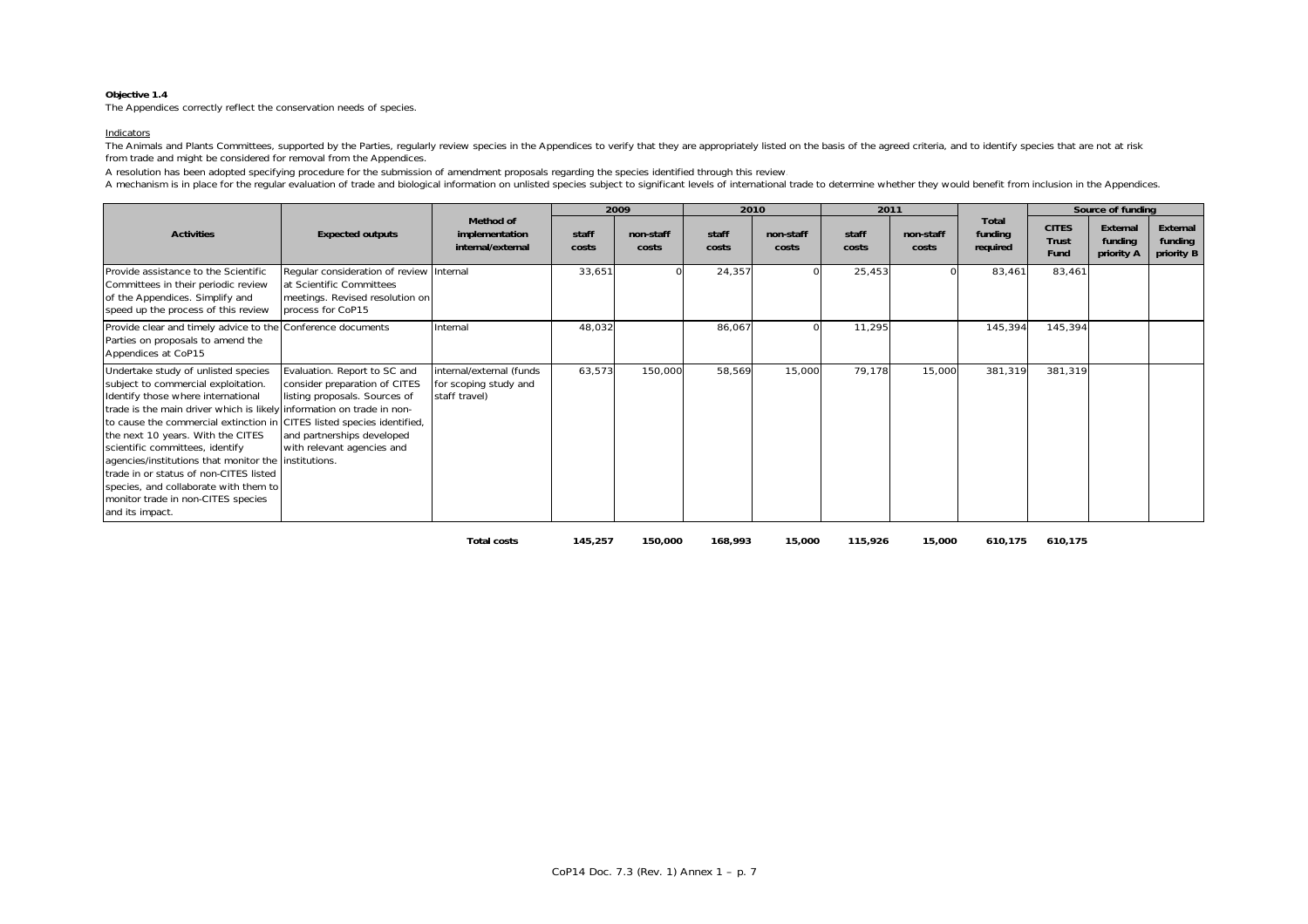**Objective 1.4**

The Appendices correctly reflect the conservation needs of species.

Indicators

The Animals and Plants Committees, supported by the Parties, regularly review species in the Appendices to verify that they are appropriately listed on the basis of the agreed criteria, and to identify species that are not at risk from trade and might be considered for removal from the Appendices.

A resolution has been adopted specifying procedure for the submission of amendment proposals regarding the species identified through this review

A mechanism is in place for the regular evaluation of trade and biological information on unlisted species subject to significant levels of international trade to determine whether they would benefit from inclusion in the Appendices.

| Activities | Expected outputs | Method of implementation internal/external | 2009 | | 2010 | | 2011 | | Total funding required | Source of funding | | |
|---|---|---|---|---|---|---|---|---|---|---|---|---|
| | | | staff costs | non-staff costs | staff costs | non-staff costs | staff costs | non-staff costs | | CITES Trust Fund | External funding priority A | External funding priority B |
| Provide assistance to the Scientific Committees in their periodic review of the Appendices. Simplify and speed up the process of this review | Regular consideration of review at Scientific Committees meetings. Revised resolution on process for CoP15 | Internal | 33,651 | 0 | 24,357 | 0 | 25,453 | 0 | 83,461 | 83,461 | | |
| Provide clear and timely advice to the Parties on proposals to amend the Appendices at CoP15 | Conference documents | Internal | 48,032 | | 86,067 | 0 | 11,295 | | 145,394 | 145,394 | | |
| Undertake study of unlisted species subject to commercial exploitation. Identify those where international trade is the main driver which is likely to cause the commercial extinction in the next 10 years. With the CITES scientific committees, identify agencies/institutions that monitor the trade in or status of non-CITES listed species, and collaborate with them to monitor trade in non-CITES species and its impact. | Evaluation. Report to SC and consider preparation of CITES listing proposals. Sources of information on trade in non-CITES listed species identified, and partnerships developed with relevant agencies and institutions. | internal/external (funds for scoping study and staff travel) | 63,573 | 150,000 | 58,569 | 15,000 | 79,178 | 15,000 | 381,319 | 381,319 | | |
| | | **Total costs** | **145,257** | **150,000** | **168,993** | **15,000** | **115,926** | **15,000** | **610,175** | **610,175** | | |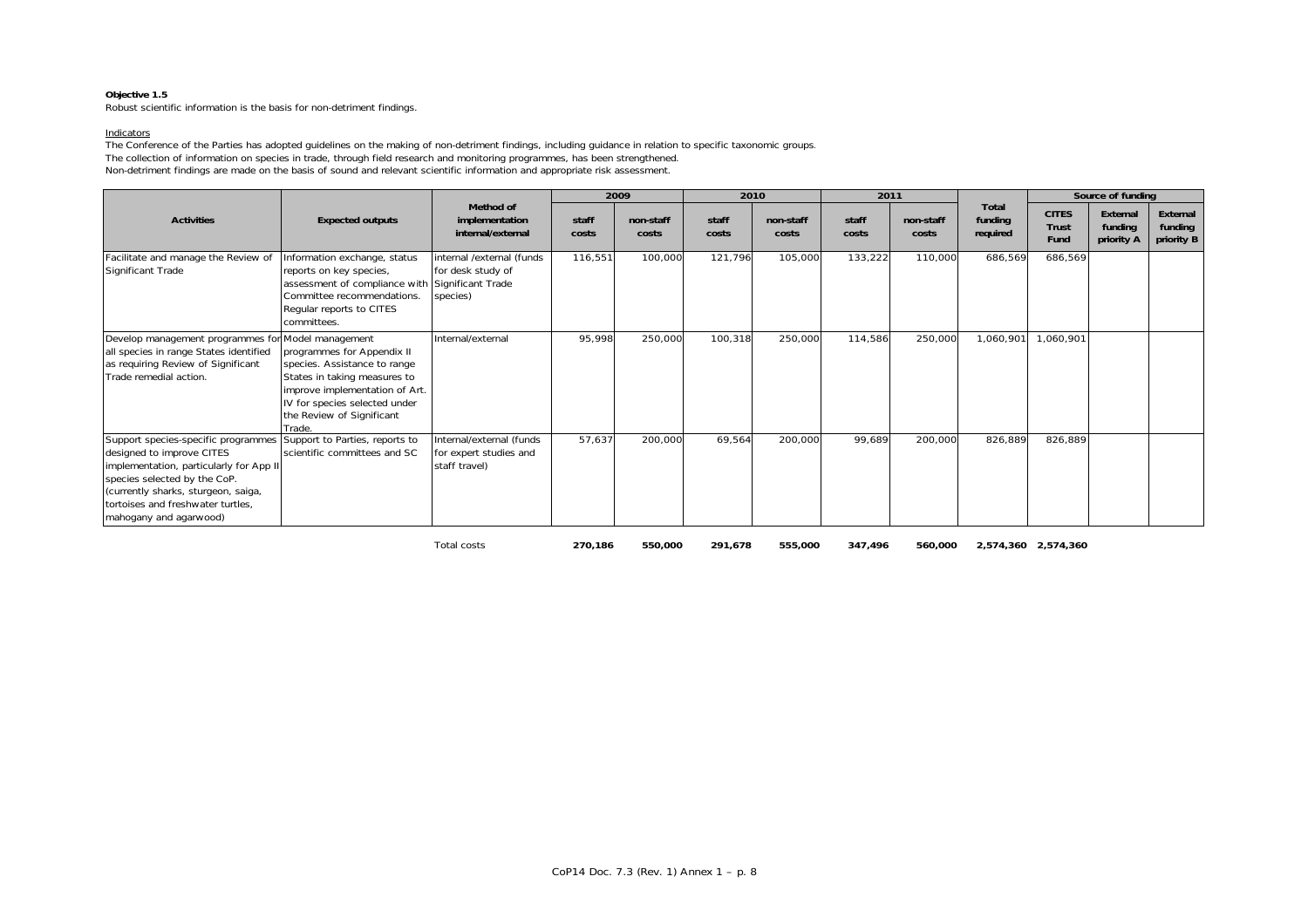**Objective 1.5**

Robust scientific information is the basis for non-detriment findings.

Indicators

The Conference of the Parties has adopted guidelines on the making of non-detriment findings, including guidance in relation to specific taxonomic groups.

The collection of information on species in trade, through field research and monitoring programmes, has been strengthened.

Non-detriment findings are made on the basis of sound and relevant scientific information and appropriate risk assessment.

| Activities | Expected outputs | Method of implementation internal/external | 2009 | | 2010 | | 2011 | | Total funding required | Source of funding | | |
|---|---|---|---|---|---|---|---|---|---|---|---|---|
| | | | staff costs | non-staff costs | staff costs | non-staff costs | staff costs | non-staff costs | | CITES Trust Fund | External funding priority A | External funding priority B |
| Facilitate and manage the Review of Significant Trade | Information exchange, status reports on key species, assessment of compliance with Committee recommendations. Regular reports to CITES committees. | internal /external (funds for desk study of Significant Trade species) | 116,551 | 100,000 | 121,796 | 105,000 | 133,222 | 110,000 | 686,569 | 686,569 | | |
| Develop management programmes for all species in range States identified as requiring Review of Significant Trade remedial action. | Model management programmes for Appendix II species. Assistance to range States in taking measures to improve implementation of Art. IV for species selected under the Review of Significant Trade. | Internal/external | 95,998 | 250,000 | 100,318 | 250,000 | 114,586 | 250,000 | 1,060,901 | 1,060,901 | | |
| Support species-specific programmes designed to improve CITES implementation, particularly for App II species selected by the CoP. (currently sharks, sturgeon, saiga, tortoises and freshwater turtles, mahogany and agarwood) | Support to Parties, reports to scientific committees and SC | Internal/external (funds for expert studies and staff travel) | 57,637 | 200,000 | 69,564 | 200,000 | 99,689 | 200,000 | 826,889 | 826,889 | | |
| | | Total costs | **270,186** | **550,000** | **291,678** | **555,000** | **347,496** | **560,000** | **2,574,360** | **2,574,360** | | |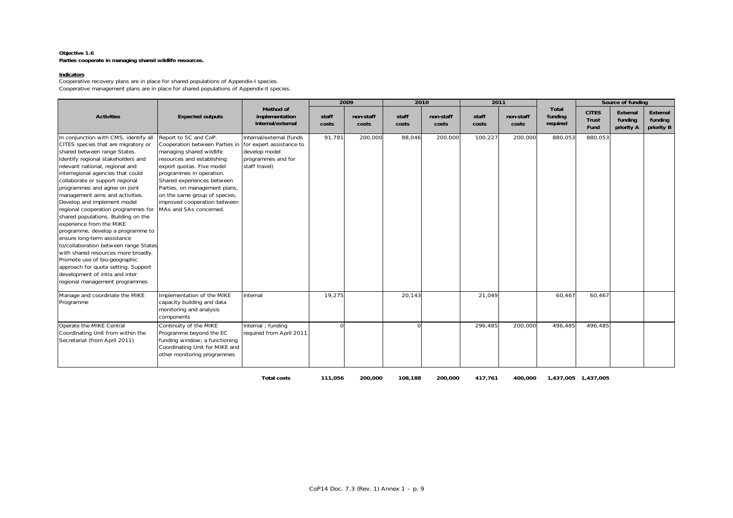**Objective 1.6**
**Parties cooperate in managing shared wildlife resources.**

**Indicators**

Cooperative recovery plans are in place for shared populations of Appendix-I species.
Cooperative management plans are in place for shared populations of Appendix-II species.

| Activities | Expected outputs | Method of implementation internal/external | 2009 | | 2010 | | 2011 | | Total funding required | Source of funding | | |
|---|---|---|---|---|---|---|---|---|---|---|---|---|
| | | | staff costs | non-staff costs | staff costs | non-staff costs | staff costs | non-staff costs | | CITES Trust Fund | External funding priority A | External funding priority B |
| In conjunction with CMS, identify all CITES species that are migratory or shared between range States. Identify regional stakeholders and relevant national, regional and interregional agencies that could collaborate or support regional programmes and agree on joint management aims and activities. Develop and implement model regional cooperation programmes for shared populations. Building on the experience from the MIKE programme, develop a programme to ensure long-term assistance to/collaboration between range States with shared resources more broadly. Promote use of bio-geographic approach for quota setting. Support development of intra and inter regional management programmes | Report to SC and CoP. Cooperation between Parties in managing shared wildlife resources and establishing export quotas. Five model programmes in operation. Shared experiences between Parties, on management plans, on the same group of species, improved cooperation between MAs and SAs concerned. | Internal/external (funds for expert assistance to develop model programmes and for staff travel) | 91,781 | 200,000 | 88,046 | 200,000 | 100,227 | 200,000 | 880,053 | 880,053 | | |
| Manage and coordinate the MIKE Programme | Implementation of the MIKE capacity building and data monitoring and analysis components | Internal | 19,275 | | 20,143 | | 21,049 | | 60,467 | 60,467 | | |
| Operate the MIKE Central Coordinating Unit from within the Secretariat (from April 2011) | Continuity of the MIKE Programme beyond the EC funding window; a functioning Coordinating Unit for MIKE and other monitoring programmes | Internal ; funding required from April 2011 | 0 | | 0 | | 296,485 | 200,000 | 496,485 | 496,485 | | |
| | | **Total costs** | **111,056** | **200,000** | **108,188** | **200,000** | **417,761** | **400,000** | **1,437,005** | **1,437,005** | | |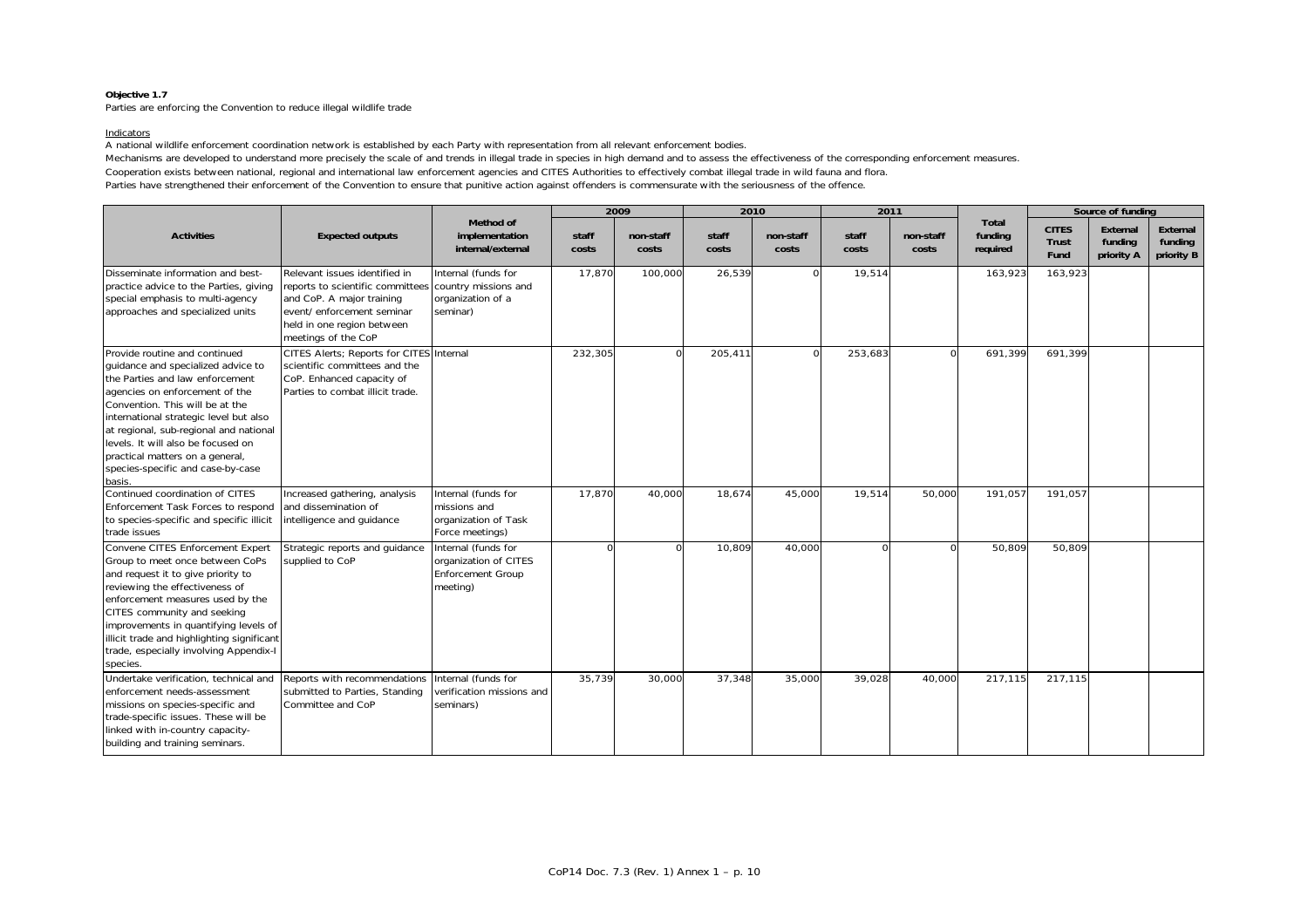**Objective 1.7**

Parties are enforcing the Convention to reduce illegal wildlife trade

Indicators

A national wildlife enforcement coordination network is established by each Party with representation from all relevant enforcement bodies.

Mechanisms are developed to understand more precisely the scale of and trends in illegal trade in species in high demand and to assess the effectiveness of the corresponding enforcement measures.

Cooperation exists between national, regional and international law enforcement agencies and CITES Authorities to effectively combat illegal trade in wild fauna and flora.

Parties have strengthened their enforcement of the Convention to ensure that punitive action against offenders is commensurate with the seriousness of the offence.

| Activities | Expected outputs | Method of implementation internal/external | 2009 | | 2010 | | 2011 | | Total funding required | Source of funding | | |
|---|---|---|---|---|---|---|---|---|---|---|---|---|
| | | | staff costs | non-staff costs | staff costs | non-staff costs | staff costs | non-staff costs | | CITES Trust Fund | External funding priority A | External funding priority B |
| Disseminate information and best-practice advice to the Parties, giving special emphasis to multi-agency approaches and specialized units | Relevant issues identified in reports to scientific committees and CoP. A major training event/ enforcement seminar held in one region between meetings of the CoP | Internal (funds for country missions and organization of a seminar) | 17,870 | 100,000 | 26,539 | 0 | 19,514 | | 163,923 | 163,923 | | |
| Provide routine and continued guidance and specialized advice to the Parties and law enforcement agencies on enforcement of the Convention. This will be at the international strategic level but also at regional, sub-regional and national levels. It will also be focused on practical matters on a general, species-specific and case-by-case basis. | CITES Alerts; Reports for CITES scientific committees and the CoP. Enhanced capacity of Parties to combat illicit trade. | Internal | 232,305 | 0 | 205,411 | 0 | 253,683 | 0 | 691,399 | 691,399 | | |
| Continued coordination of CITES Enforcement Task Forces to respond to species-specific and specific illicit trade issues | Increased gathering, analysis and dissemination of intelligence and guidance | Internal (funds for missions and organization of Task Force meetings) | 17,870 | 40,000 | 18,674 | 45,000 | 19,514 | 50,000 | 191,057 | 191,057 | | |
| Convene CITES Enforcement Expert Group to meet once between CoPs and request it to give priority to reviewing the effectiveness of enforcement measures used by the CITES community and seeking improvements in quantifying levels of illicit trade and highlighting significant trade, especially involving Appendix-I species. | Strategic reports and guidance supplied to CoP | Internal (funds for organization of CITES Enforcement Group meeting) | 0 | 0 | 10,809 | 40,000 | 0 | 0 | 50,809 | 50,809 | | |
| Undertake verification, technical and enforcement needs-assessment missions on species-specific and trade-specific issues. These will be linked with in-country capacity-building and training seminars. | Reports with recommendations submitted to Parties, Standing Committee and CoP | Internal (funds for verification missions and seminars) | 35,739 | 30,000 | 37,348 | 35,000 | 39,028 | 40,000 | 217,115 | 217,115 | | |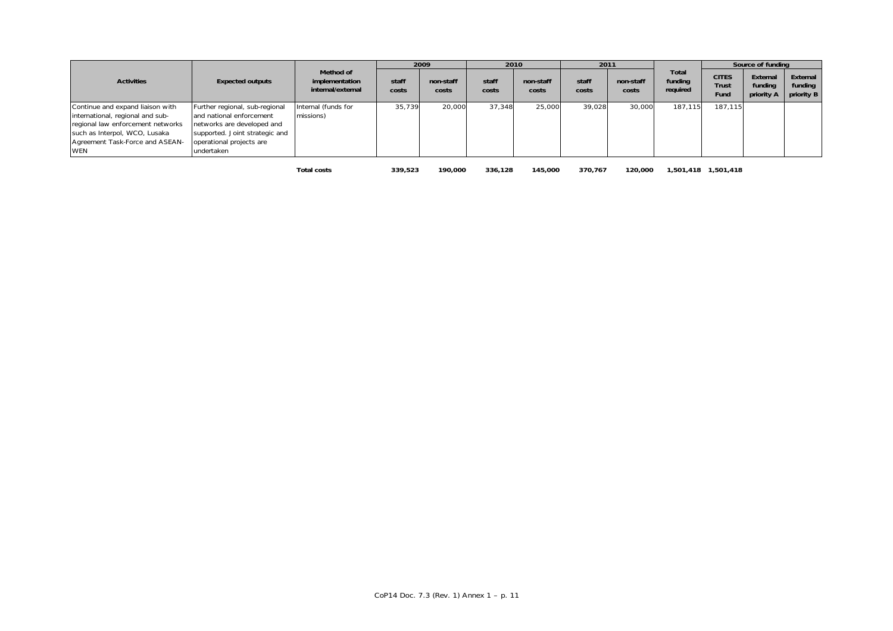| Activities | Expected outputs | Method of implementation internal/external | 2009 | | 2010 | | 2011 | | Total funding required | Source of funding | | |
|---|---|---|---|---|---|---|---|---|---|---|---|---|
| | | | staff costs | non-staff costs | staff costs | non-staff costs | staff costs | non-staff costs | | CITES Trust Fund | External funding priority A | External funding priority B |
| Continue and expand liaison with international, regional and sub-regional law enforcement networks such as Interpol, WCO, Lusaka Agreement Task-Force and ASEAN-WEN | Further regional, sub-regional and national enforcement networks are developed and supported. Joint strategic and operational projects are undertaken | Internal (funds for missions) | 35,739 | 20,000 | 37,348 | 25,000 | 39,028 | 30,000 | 187,115 | 187,115 | | |
| | | **Total costs** | **339,523** | **190,000** | **336,128** | **145,000** | **370,767** | **120,000** | **1,501,418** | **1,501,418** | | |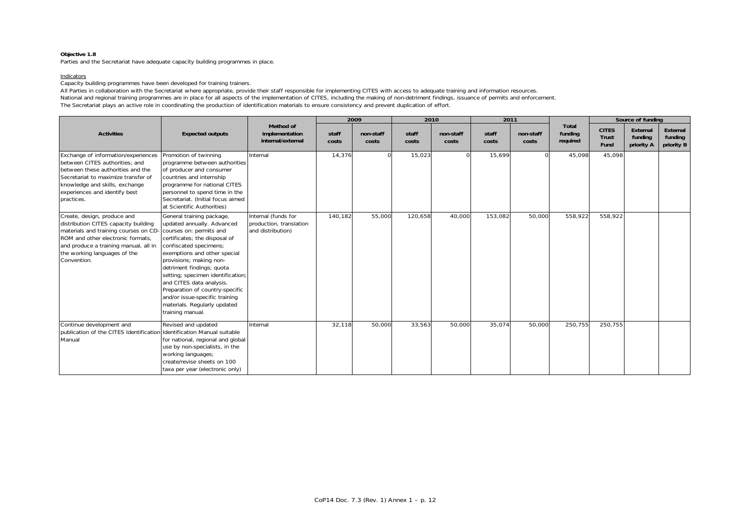**Objective 1.8**

Parties and the Secretariat have adequate capacity building programmes in place.

Indicators

Capacity building programmes have been developed for training trainers.

All Parties in collaboration with the Secretariat where appropriate, provide their staff responsible for implementing CITES with access to adequate training and information resources.

National and regional training programmes are in place for all aspects of the implementation of CITES, including the making of non-detriment findings, issuance of permits and enforcement.

The Secretariat plays an active role in coordinating the production of identification materials to ensure consistency and prevent duplication of effort.

| Activities | Expected outputs | Method of implementation internal/external | 2009 | | 2010 | | 2011 | | Total funding required | Source of funding | | |
|---|---|---|---|---|---|---|---|---|---|---|---|---|
| | | | staff costs | non-staff costs | staff costs | non-staff costs | staff costs | non-staff costs | | CITES Trust Fund | External funding priority A | External funding priority B |
| Exchange of information/experiences between CITES authorities; and between these authorities and the Secretariat to maximize transfer of knowledge and skills, exchange experiences and identify best practices. | Promotion of twinning programme between authorities of producer and consumer countries and internship programme for national CITES personnel to spend time in the Secretariat. (Initial focus aimed at Scientific Authorities) | Internal | 14,376 | 0 | 15,023 | 0 | 15,699 | 0 | 45,098 | 45,098 | | |
| Create, design, produce and distribution CITES capacity building materials and training courses on CD-ROM and other electronic formats, and produce a training manual, all in the working languages of the Convention. | General training package, updated annually. Advanced courses on: permits and certificates; the disposal of confiscated specimens; exemptions and other special provisions; making non-detriment findings; quota setting; specimen identification; and CITES data analysis. Preparation of country-specific and/or issue-specific training materials. Regularly updated training manual. | Internal (funds for production, translation and distribution) | 140,182 | 55,000 | 120,658 | 40,000 | 153,082 | 50,000 | 558,922 | 558,922 | | |
| Continue development and publication of the CITES Identification Manual | Revised and updated Identification Manual suitable for national, regional and global use by non-specialists, in the working languages; create/revise sheets on 100 taxa per year (electronic only) | Internal | 32,118 | 50,000 | 33,563 | 50,000 | 35,074 | 50,000 | 250,755 | 250,755 | | |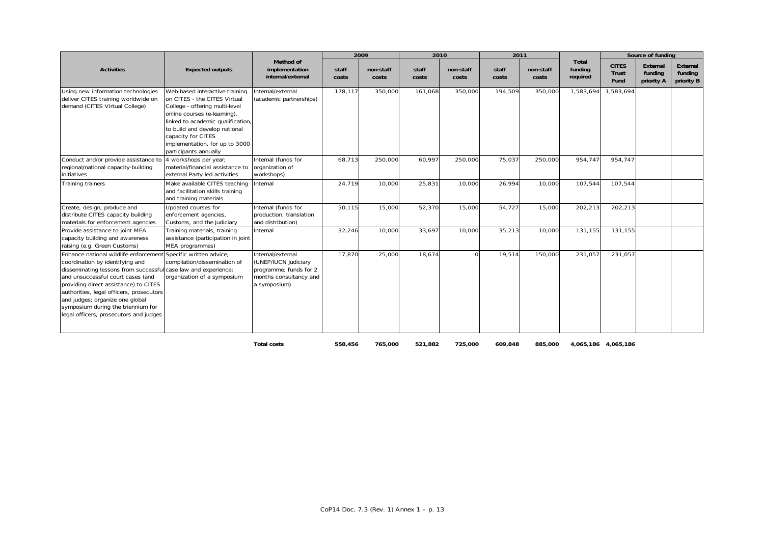| Activities | Expected outputs | Method of implementation internal/external | 2009 | | 2010 | | 2011 | | Total funding required | Source of funding | | |
|---|---|---|---|---|---|---|---|---|---|---|---|---|
| | | | staff costs | non-staff costs | staff costs | non-staff costs | staff costs | non-staff costs | | CITES Trust Fund | External funding priority A | External funding priority B |
| Using new information technologies deliver CITES training worldwide on demand (CITES Virtual College) | Web-based interactive training on CITES - the CITES Virtual College - offering multi-level online courses (e-learning), linked to academic qualification, to build and develop national capacity for CITES implementation, for up to 3000 participants annually | Internal/external (academic partnerships) | 178,117 | 350,000 | 161,068 | 350,000 | 194,509 | 350,000 | 1,583,694 | 1,583,694 | | |
| Conduct and/or provide assistance to regional/national capacity-building initiatives | 4 workshops per year; material/financial assistance to external Party-led activities | Internal (funds for organization of workshops) | 68,713 | 250,000 | 60,997 | 250,000 | 75,037 | 250,000 | 954,747 | 954,747 | | |
| Training trainers | Make available CITES teaching and facilitation skills training and training materials | Internal | 24,719 | 10,000 | 25,831 | 10,000 | 26,994 | 10,000 | 107,544 | 107,544 | | |
| Create, design, produce and distribute CITES capacity building materials for enforcement agencies | Updated courses for enforcement agencies, Customs, and the judiciary | Internal (funds for production, translation and distribution) | 50,115 | 15,000 | 52,370 | 15,000 | 54,727 | 15,000 | 202,213 | 202,213 | | |
| Provide assistance to joint MEA capacity building and awareness raising (e.g. Green Customs) | Training materials, training assistance (participation in joint MEA programmes) | Internal | 32,246 | 10,000 | 33,697 | 10,000 | 35,213 | 10,000 | 131,155 | 131,155 | | |
| Enhance national wildlife enforcement coordination by identifying and disseminating lessons from successful and unsuccessful court cases (and providing direct assistance) to CITES authorities, legal officers, prosecutors and judges; organize one global symposium during the triennium for legal officers, prosecutors and judges | Specific written advice; compilation/dissemination of case law and experience; organization of a symposium | Internal/external (UNEP/IUCN judiciary programme; funds for 2 months consultancy and a symposium) | 17,870 | 25,000 | 18,674 | 0 | 19,514 | 150,000 | 231,057 | 231,057 | | |
| | | **Total costs** | **558,456** | **765,000** | **521,882** | **725,000** | **609,848** | **885,000** | **4,065,186** | **4,065,186** | | |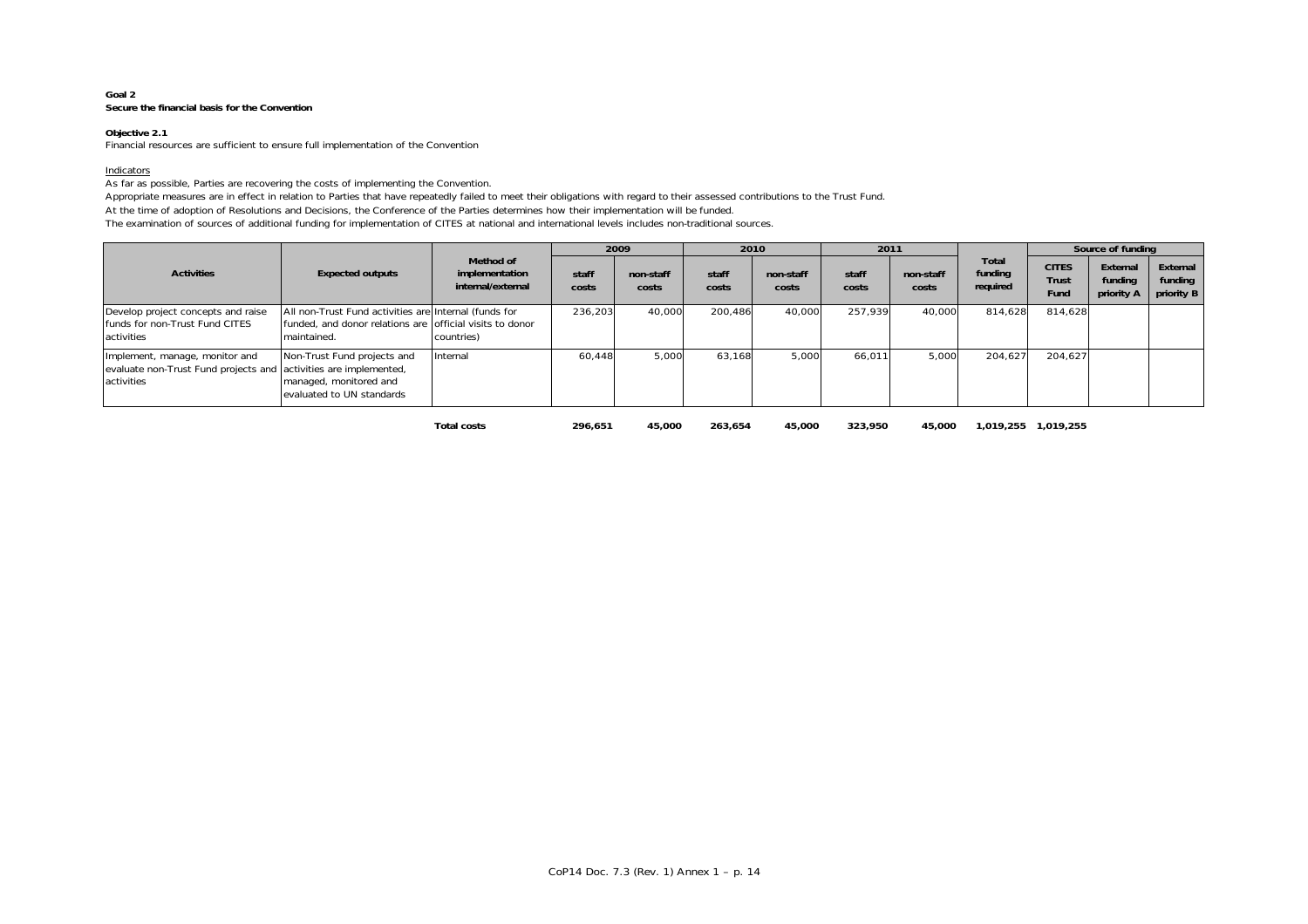**Goal 2**
**Secure the financial basis for the Convention**

**Objective 2.1**
Financial resources are sufficient to ensure full implementation of the Convention

Indicators

As far as possible, Parties are recovering the costs of implementing the Convention.

Appropriate measures are in effect in relation to Parties that have repeatedly failed to meet their obligations with regard to their assessed contributions to the Trust Fund.

At the time of adoption of Resolutions and Decisions, the Conference of the Parties determines how their implementation will be funded.

The examination of sources of additional funding for implementation of CITES at national and international levels includes non-traditional sources.

| Activities | Expected outputs | Method of implementation internal/external | 2009 | | 2010 | | 2011 | | Total funding required | Source of funding | | |
|---|---|---|---|---|---|---|---|---|---|---|---|---|
| | | | staff costs | non-staff costs | staff costs | non-staff costs | staff costs | non-staff costs | | CITES Trust Fund | External funding priority A | External funding priority B |
| Develop project concepts and raise funds for non-Trust Fund CITES activities | All non-Trust Fund activities are funded, and donor relations are maintained. | Internal (funds for official visits to donor countries) | 236,203 | 40,000 | 200,486 | 40,000 | 257,939 | 40,000 | 814,628 | 814,628 | | |
| Implement, manage, monitor and evaluate non-Trust Fund projects and activities | Non-Trust Fund projects and activities are implemented, managed, monitored and evaluated to UN standards | Internal | 60,448 | 5,000 | 63,168 | 5,000 | 66,011 | 5,000 | 204,627 | 204,627 | | |
| | | **Total costs** | **296,651** | **45,000** | **263,654** | **45,000** | **323,950** | **45,000** | **1,019,255** | **1,019,255** | | |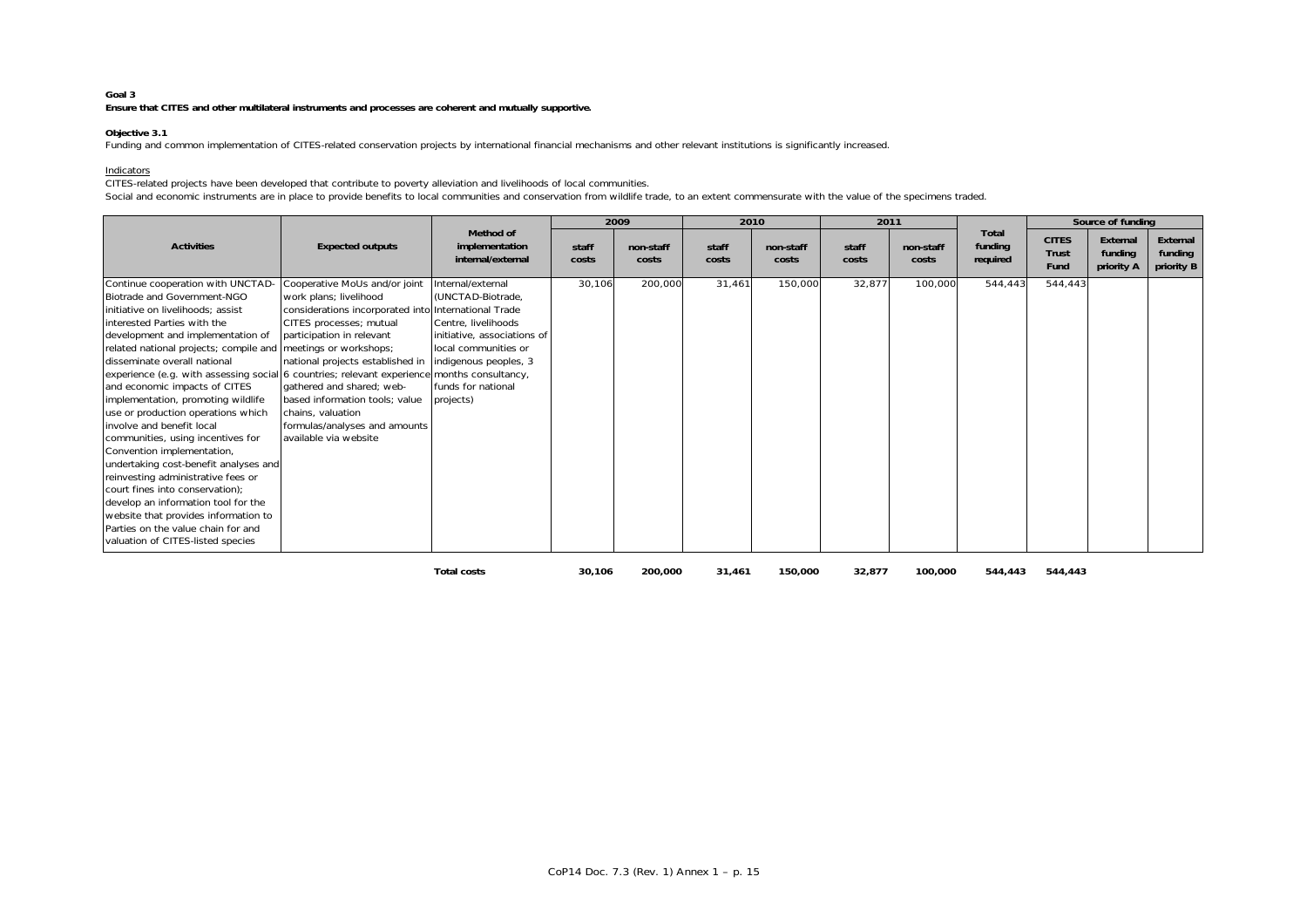**Goal 3**

**Ensure that CITES and other multilateral instruments and processes are coherent and mutually supportive.**

**Objective 3.1**

Funding and common implementation of CITES-related conservation projects by international financial mechanisms and other relevant institutions is significantly increased.

Indicators

CITES-related projects have been developed that contribute to poverty alleviation and livelihoods of local communities.

Social and economic instruments are in place to provide benefits to local communities and conservation from wildlife trade, to an extent commensurate with the value of the specimens traded.

| Activities | Expected outputs | Method of implementation internal/external | 2009 | | 2010 | | 2011 | | Total funding required | Source of funding | | |
|---|---|---|---|---|---|---|---|---|---|---|---|---|
| | | | staff costs | non-staff costs | staff costs | non-staff costs | staff costs | non-staff costs | | CITES Trust Fund | External funding priority A | External funding priority B |
| Continue cooperation with UNCTAD-Biotrade and Government-NGO initiative on livelihoods; assist interested Parties with the development and implementation of related national projects; compile and disseminate overall national experience (e.g. with assessing social and economic impacts of CITES implementation, promoting wildlife use or production operations which involve and benefit local communities, using incentives for Convention implementation, undertaking cost-benefit analyses and reinvesting administrative fees or court fines into conservation); develop an information tool for the website that provides information to Parties on the value chain for and valuation of CITES-listed species | Cooperative MoUs and/or joint work plans; livelihood considerations incorporated into CITES processes; mutual participation in relevant meetings or workshops; national projects established in 6 countries; relevant experience gathered and shared; web-based information tools; value chains, valuation formulas/analyses and amounts available via website | Internal/external (UNCTAD-Biotrade, International Trade Centre, livelihoods initiative, associations of local communities or indigenous peoples, 3 months consultancy, funds for national projects) | 30,106 | 200,000 | 31,461 | 150,000 | 32,877 | 100,000 | 544,443 | 544,443 | | |
| | | **Total costs** | **30,106** | **200,000** | **31,461** | **150,000** | **32,877** | **100,000** | **544,443** | **544,443** | | |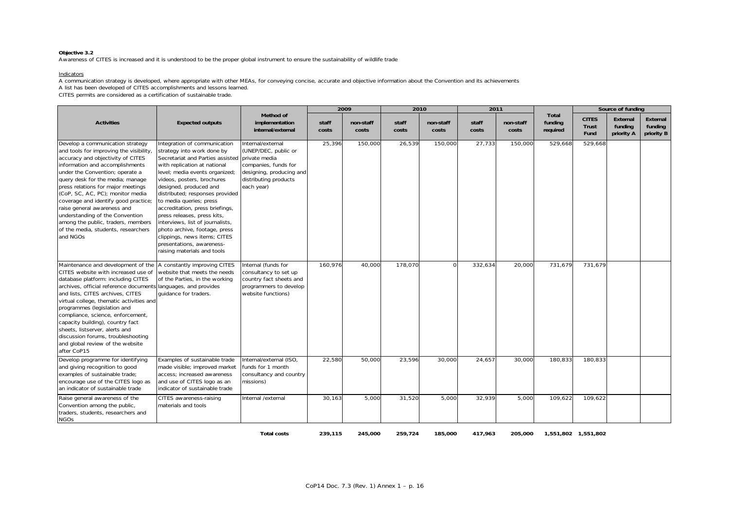**Objective 3.2**
Awareness of CITES is increased and it is understood to be the proper global instrument to ensure the sustainability of wildlife trade

Indicators

A communication strategy is developed, where appropriate with other MEAs, for conveying concise, accurate and objective information about the Convention and its achievements
A list has been developed of CITES accomplishments and lessons learned.
CITES permits are considered as a certification of sustainable trade.

| Activities | Expected outputs | Method of implementation internal/external | 2009 | | 2010 | | 2011 | | Total funding required | Source of funding | | |
|---|---|---|---|---|---|---|---|---|---|---|---|---|
| | | | staff costs | non-staff costs | staff costs | non-staff costs | staff costs | non-staff costs | | CITES Trust Fund | External funding priority A | External funding priority B |
| Develop a communication strategy and tools for improving the visibility, accuracy and objectivity of CITES information and accomplishments under the Convention; operate a query desk for the media; manage press relations for major meetings (CoP, SC, AC, PC); monitor media coverage and identify good practice; raise general awareness and understanding of the Convention among the public, traders, members of the media, students, researchers and NGOs | Integration of communication strategy into work done by Secretariat and Parties assisted with replication at national level; media events organized; videos, posters, brochures designed, produced and distributed; responses provided to media queries; press accreditation, press briefings, press releases, press kits, interviews, list of journalists, photo archive, footage, press clippings, news items; CITES presentations, awareness-raising materials and tools | Internal/external (UNEP/DEC, public or private media companies, funds for designing, producing and distributing products each year) | 25,396 | 150,000 | 26,539 | 150,000 | 27,733 | 150,000 | 529,668 | 529,668 | | |
| Maintenance and development of the CITES website with increased use of database platform: including CITES archives, official reference documents and lists, CITES archives, CITES virtual college, thematic activities and programmes (legislation and compliance, science, enforcement, capacity building), country fact sheets, listserver, alerts and discussion forums, troubleshooting and global review of the website after CoP15 | A constantly improving CITES website that meets the needs of the Parties, in the working languages, and provides guidance for traders. | Internal (funds for consultancy to set up country fact sheets and programmers to develop website functions) | 160,976 | 40,000 | 178,070 | 0 | 332,634 | 20,000 | 731,679 | 731,679 | | |
| Develop programme for identifying and giving recognition to good examples of sustainable trade; encourage use of the CITES logo as an indicator of sustainable trade | Examples of sustainable trade made visible; improved market access; increased awareness and use of CITES logo as an indicator of sustainable trade | Internal/external (ISO, funds for 1 month consultancy and country missions) | 22,580 | 50,000 | 23,596 | 30,000 | 24,657 | 30,000 | 180,833 | 180,833 | | |
| Raise general awareness of the Convention among the public, traders, students, researchers and NGOs | CITES awareness-raising materials and tools | Internal /external | 30,163 | 5,000 | 31,520 | 5,000 | 32,939 | 5,000 | 109,622 | 109,622 | | |
| | | **Total costs** | **239,115** | **245,000** | **259,724** | **185,000** | **417,963** | **205,000** | **1,551,802** | **1,551,802** | | |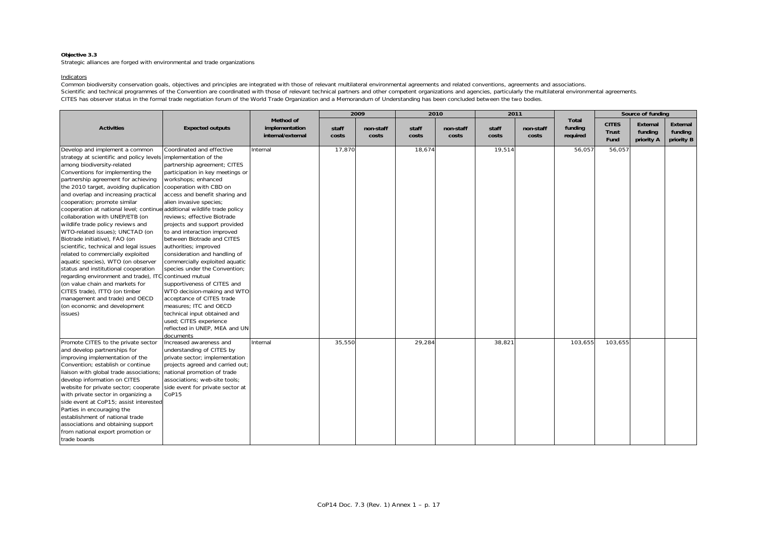**Objective 3.3**

Strategic alliances are forged with environmental and trade organizations

Indicators

Common biodiversity conservation goals, objectives and principles are integrated with those of relevant multilateral environmental agreements and related conventions, agreements and associations.

Scientific and technical programmes of the Convention are coordinated with those of relevant technical partners and other competent organizations and agencies, particularly the multilateral environmental agreements.

CITES has observer status in the formal trade negotiation forum of the World Trade Organization and a Memorandum of Understanding has been concluded between the two bodies.

| Activities | Expected outputs | Method of implementation internal/external | 2009 | | 2010 | | 2011 | | Total funding required | Source of funding | | |
|---|---|---|---|---|---|---|---|---|---|---|---|---|
| | | | staff costs | non-staff costs | staff costs | non-staff costs | staff costs | non-staff costs | | CITES Trust Fund | External funding priority A | External funding priority B |
| Develop and implement a common strategy at scientific and policy levels among biodiversity-related Conventions for implementing the partnership agreement for achieving the 2010 target, avoiding duplication and overlap and increasing practical cooperation; promote similar cooperation at national level; continue collaboration with UNEP/ETB (on wildlife trade policy reviews and WTO-related issues); UNCTAD (on Biotrade initiative), FAO (on scientific, technical and legal issues related to commercially exploited aquatic species), WTO (on observer status and institutional cooperation regarding environment and trade), ITC (on value chain and markets for CITES trade), ITTO (on timber management and trade) and OECD (on economic and development issues) | Coordinated and effective implementation of the partnership agreement; CITES participation in key meetings or workshops; enhanced cooperation with CBD on access and benefit sharing and alien invasive species; additional wildlife trade policy reviews; effective Biotrade projects and support provided to and interaction improved between Biotrade and CITES authorities; improved consideration and handling of commercially exploited aquatic species under the Convention; continued mutual supportiveness of CITES and WTO decision-making and WTO acceptance of CITES trade measures; ITC and OECD technical input obtained and used; CITES experience reflected in UNEP, MEA and UN documents | Internal | 17,870 | | 18,674 | | 19,514 | | 56,057 | 56,057 | | |
| Promote CITES to the private sector and develop partnerships for improving implementation of the Convention; establish or continue liaison with global trade associations; develop information on CITES website for private sector; cooperate with private sector in organizing a side event at CoP15; assist interested Parties in encouraging the establishment of national trade associations and obtaining support from national export promotion or trade boards | Increased awareness and understanding of CITES by private sector; implementation projects agreed and carried out; national promotion of trade associations; web-site tools; side event for private sector at CoP15 | Internal | 35,550 | | 29,284 | | 38,821 | | 103,655 | 103,655 | | |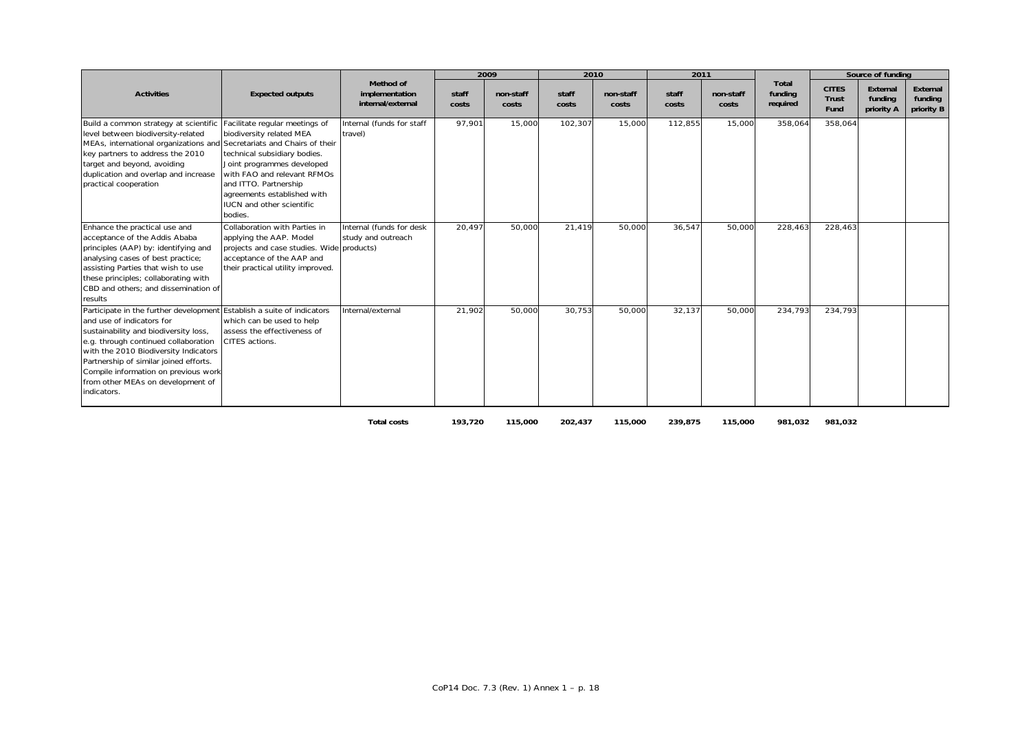| Activities | Expected outputs | Method of implementation internal/external | 2009 | | 2010 | | 2011 | | Total funding required | Source of funding | | |
|---|---|---|---|---|---|---|---|---|---|---|---|---|
| | | | staff costs | non-staff costs | staff costs | non-staff costs | staff costs | non-staff costs | | CITES Trust Fund | External funding priority A | External funding priority B |
| Build a common strategy at scientific level between biodiversity-related MEAs, international organizations and key partners to address the 2010 target and beyond, avoiding duplication and overlap and increase practical cooperation | Facilitate regular meetings of biodiversity related MEA Secretariats and Chairs of their technical subsidiary bodies. Joint programmes developed with FAO and relevant RFMOs and ITTO. Partnership agreements established with IUCN and other scientific bodies. | Internal (funds for staff travel) | 97,901 | 15,000 | 102,307 | 15,000 | 112,855 | 15,000 | 358,064 | 358,064 | | |
| Enhance the practical use and acceptance of the Addis Ababa principles (AAP) by: identifying and analysing cases of best practice; assisting Parties that wish to use these principles; collaborating with CBD and others; and dissemination of results | Collaboration with Parties in applying the AAP. Model projects and case studies. Wide acceptance of the AAP and their practical utility improved. | Internal (funds for desk study and outreach products) | 20,497 | 50,000 | 21,419 | 50,000 | 36,547 | 50,000 | 228,463 | 228,463 | | |
| Participate in the further development and use of indicators for sustainability and biodiversity loss, e.g. through continued collaboration with the 2010 Biodiversity Indicators Partnership of similar joined efforts. Compile information on previous work from other MEAs on development of indicators. | Establish a suite of indicators which can be used to help assess the effectiveness of CITES actions. | Internal/external | 21,902 | 50,000 | 30,753 | 50,000 | 32,137 | 50,000 | 234,793 | 234,793 | | |
| | | **Total costs** | **193,720** | **115,000** | **202,437** | **115,000** | **239,875** | **115,000** | **981,032** | **981,032** | | |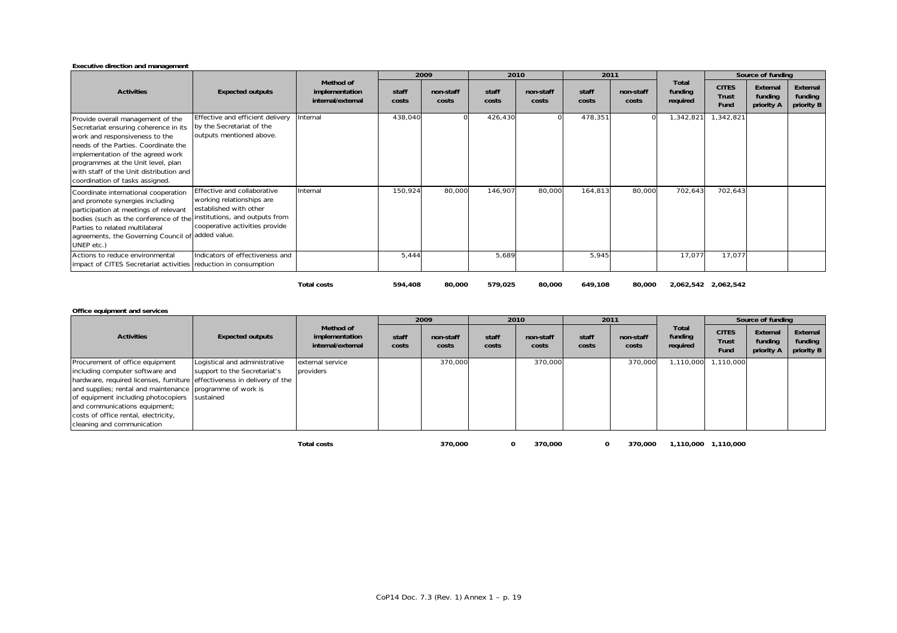**Executive direction and management**

| Activities | Expected outputs | Method of implementation internal/external | 2009 staff costs | 2009 non-staff costs | 2010 staff costs | 2010 non-staff costs | 2011 staff costs | 2011 non-staff costs | Total funding required | Source of funding: CITES Trust Fund | Source of funding: External funding priority A | Source of funding: External funding priority B |
|---|---|---|---|---|---|---|---|---|---|---|---|---|
| Provide overall management of the Secretariat ensuring coherence in its work and responsiveness to the needs of the Parties. Coordinate the implementation of the agreed work programmes at the Unit level, plan with staff of the Unit distribution and coordination of tasks assigned. | Effective and efficient delivery by the Secretariat of the outputs mentioned above. | Internal | 438,040 | 0 | 426,430 | 0 | 478,351 | 0 | 1,342,821 | 1,342,821 | | |
| Coordinate international cooperation and promote synergies including participation at meetings of relevant bodies (such as the conference of the Parties to related multilateral agreements, the Governing Council of UNEP etc.) | Effective and collaborative working relationships are established with other institutions, and outputs from cooperative activities provide added value. | Internal | 150,924 | 80,000 | 146,907 | 80,000 | 164,813 | 80,000 | 702,643 | 702,643 | | |
| Actions to reduce environmental impact of CITES Secretariat activities | Indicators of effectiveness and reduction in consumption | | 5,444 | | 5,689 | | 5,945 | | 17,077 | 17,077 | | |
| | | **Total costs** | **594,408** | **80,000** | **579,025** | **80,000** | **649,108** | **80,000** | **2,062,542** | **2,062,542** | | |

**Office equipment and services**

| Activities | Expected outputs | Method of implementation internal/external | 2009 staff costs | 2009 non-staff costs | 2010 staff costs | 2010 non-staff costs | 2011 staff costs | 2011 non-staff costs | Total funding required | Source of funding: CITES Trust Fund | Source of funding: External funding priority A | Source of funding: External funding priority B |
|---|---|---|---|---|---|---|---|---|---|---|---|---|
| Procurement of office equipment including computer software and hardware, required licenses, furniture and supplies; rental and maintenance of equipment including photocopiers and communications equipment; costs of office rental, electricity, cleaning and communication | Logistical and administrative support to the Secretariat's effectiveness in delivery of the programme of work is sustained | external service providers | | 370,000 | | 370,000 | | 370,000 | 1,110,000 | 1,110,000 | | |
| | | **Total costs** | | **370,000** | **0** | **370,000** | **0** | **370,000** | **1,110,000** | **1,110,000** | | |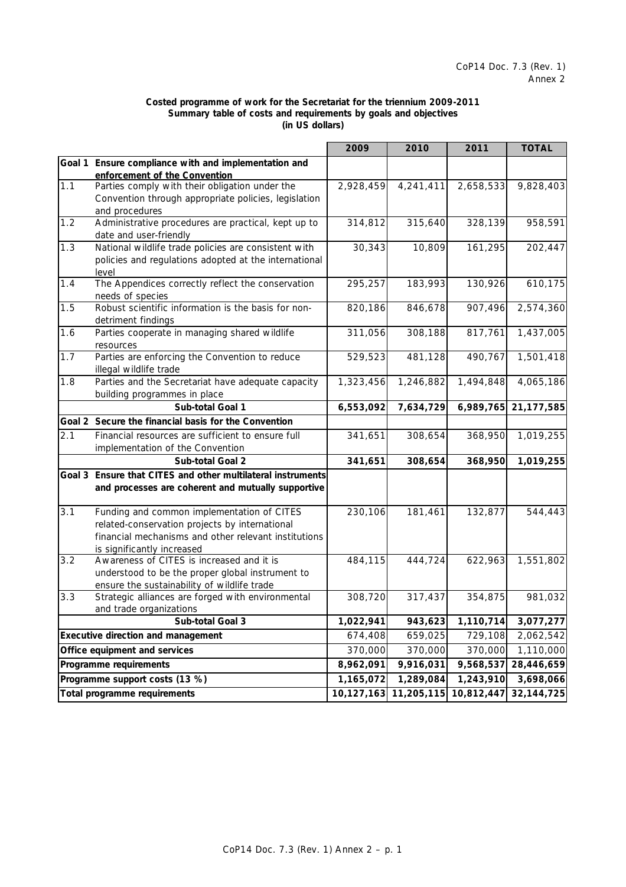CoP14 Doc. 7.3 (Rev. 1)
Annex 2

**Costed programme of work for the Secretariat for the triennium 2009-2011**
**Summary table of costs and requirements by goals and objectives**
**(in US dollars)**

| | | 2009 | 2010 | 2011 | TOTAL |
|---|---|---|---|---|---|
| **Goal 1** | **Ensure compliance with and implementation and enforcement of the Convention** | | | | |
| 1.1 | Parties comply with their obligation under the Convention through appropriate policies, legislation and procedures | 2,928,459 | 4,241,411 | 2,658,533 | 9,828,403 |
| 1.2 | Administrative procedures are practical, kept up to date and user-friendly | 314,812 | 315,640 | 328,139 | 958,591 |
| 1.3 | National wildlife trade policies are consistent with policies and regulations adopted at the international level | 30,343 | 10,809 | 161,295 | 202,447 |
| 1.4 | The Appendices correctly reflect the conservation needs of species | 295,257 | 183,993 | 130,926 | 610,175 |
| 1.5 | Robust scientific information is the basis for non-detriment findings | 820,186 | 846,678 | 907,496 | 2,574,360 |
| 1.6 | Parties cooperate in managing shared wildlife resources | 311,056 | 308,188 | 817,761 | 1,437,005 |
| 1.7 | Parties are enforcing the Convention to reduce illegal wildlife trade | 529,523 | 481,128 | 490,767 | 1,501,418 |
| 1.8 | Parties and the Secretariat have adequate capacity building programmes in place | 1,323,456 | 1,246,882 | 1,494,848 | 4,065,186 |
| | **Sub-total Goal 1** | **6,553,092** | **7,634,729** | **6,989,765** | **21,177,585** |
| **Goal 2** | **Secure the financial basis for the Convention** | | | | |
| 2.1 | Financial resources are sufficient to ensure full implementation of the Convention | 341,651 | 308,654 | 368,950 | 1,019,255 |
| | **Sub-total Goal 2** | **341,651** | **308,654** | **368,950** | **1,019,255** |
| **Goal 3** | **Ensure that CITES and other multilateral instruments and processes are coherent and mutually supportive** | | | | |
| 3.1 | Funding and common implementation of CITES related-conservation projects by international financial mechanisms and other relevant institutions is significantly increased | 230,106 | 181,461 | 132,877 | 544,443 |
| 3.2 | Awareness of CITES is increased and it is understood to be the proper global instrument to ensure the sustainability of wildlife trade | 484,115 | 444,724 | 622,963 | 1,551,802 |
| 3.3 | Strategic alliances are forged with environmental and trade organizations | 308,720 | 317,437 | 354,875 | 981,032 |
| | **Sub-total Goal 3** | **1,022,941** | **943,623** | **1,110,714** | **3,077,277** |
| **Executive direction and management** | | 674,408 | 659,025 | 729,108 | 2,062,542 |
| **Office equipment and services** | | 370,000 | 370,000 | 370,000 | 1,110,000 |
| **Programme requirements** | | **8,962,091** | **9,916,031** | **9,568,537** | **28,446,659** |
| **Programme support costs (13 %)** | | **1,165,072** | **1,289,084** | **1,243,910** | **3,698,066** |
| **Total programme requirements** | | **10,127,163** | **11,205,115** | **10,812,447** | **32,144,725** |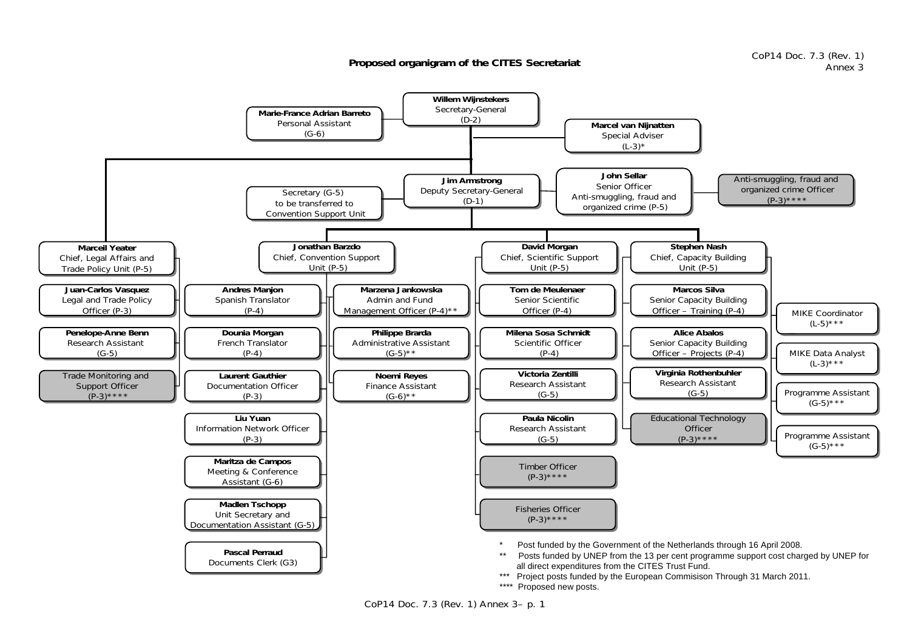# Proposed organigram of the CITES Secretariat

CoP14 Doc. 7.3 (Rev. 1)
Annex 3

**Willem Wijnstekers**
Secretary-General
(D-2)

- **Marie-France Adrian Barreto** – Personal Assistant (G-6)
- **Marcel van Nijnatten** – Special Adviser (L-3)*

**Jim Armstrong**
Deputy Secretary-General
(D-1)

- Secretary (G-5) to be transferred to Convention Support Unit
- **John Sellar** – Senior Officer Anti-smuggling, fraud and organized crime (P-5)
  - Anti-smuggling, fraud and organized crime Officer (P-3)****

**Marceil Yeater** – Chief, Legal Affairs and Trade Policy Unit (P-5)

- **Juan-Carlos Vasquez** – Legal and Trade Policy Officer (P-3)
- **Penelope-Anne Benn** – Research Assistant (G-5)
- Trade Monitoring and Support Officer (P-3)****

**Jonathan Barzdo** – Chief, Convention Support Unit (P-5)

- **Andres Manjon** – Spanish Translator (P-4)
- **Dounia Morgan** – French Translator (P-4)
- **Laurent Gauthier** – Documentation Officer (P-3)
- **Liu Yuan** – Information Network Officer (P-3)
- **Maritza de Campos** – Meeting & Conference Assistant (G-6)
- **Madlen Tschopp** – Unit Secretary and Documentation Assistant (G-5)
- **Pascal Perraud** – Documents Clerk (G3)
- **Marzena Jankowska** – Admin and Fund Management Officer (P-4)**
- **Philippe Brarda** – Administrative Assistant (G-5)**
- **Noemi Reyes** – Finance Assistant (G-6)**

**David Morgan** – Chief, Scientific Support Unit (P-5)

- **Tom de Meulenaer** – Senior Scientific Officer (P-4)
- **Milena Sosa Schmidt** – Scientific Officer (P-4)
- **Victoria Zentilli** – Research Assistant (G-5)
- **Paula Nicolin** – Research Assistant (G-5)
- Timber Officer (P-3)****
- Fisheries Officer (P-3)****

**Stephen Nash** – Chief, Capacity Building Unit (P-5)

- **Marcos Silva** – Senior Capacity Building Officer – Training (P-4)
- **Alice Abalos** – Senior Capacity Building Officer – Projects (P-4)
- **Virginia Rothenbuhler** – Research Assistant (G-5)
- Educational Technology Officer (P-3)****
- MIKE Coordinator (L-5)***
- MIKE Data Analyst (L-3)***
- Programme Assistant (G-5)***
- Programme Assistant (G-5)***

\* Post funded by the Government of the Netherlands through 16 April 2008.

\*\* Posts funded by UNEP from the 13 per cent programme support cost charged by UNEP for all direct expenditures from the CITES Trust Fund.

\*\*\* Project posts funded by the European Commisison Through 31 March 2011.

\*\*\*\* Proposed new posts.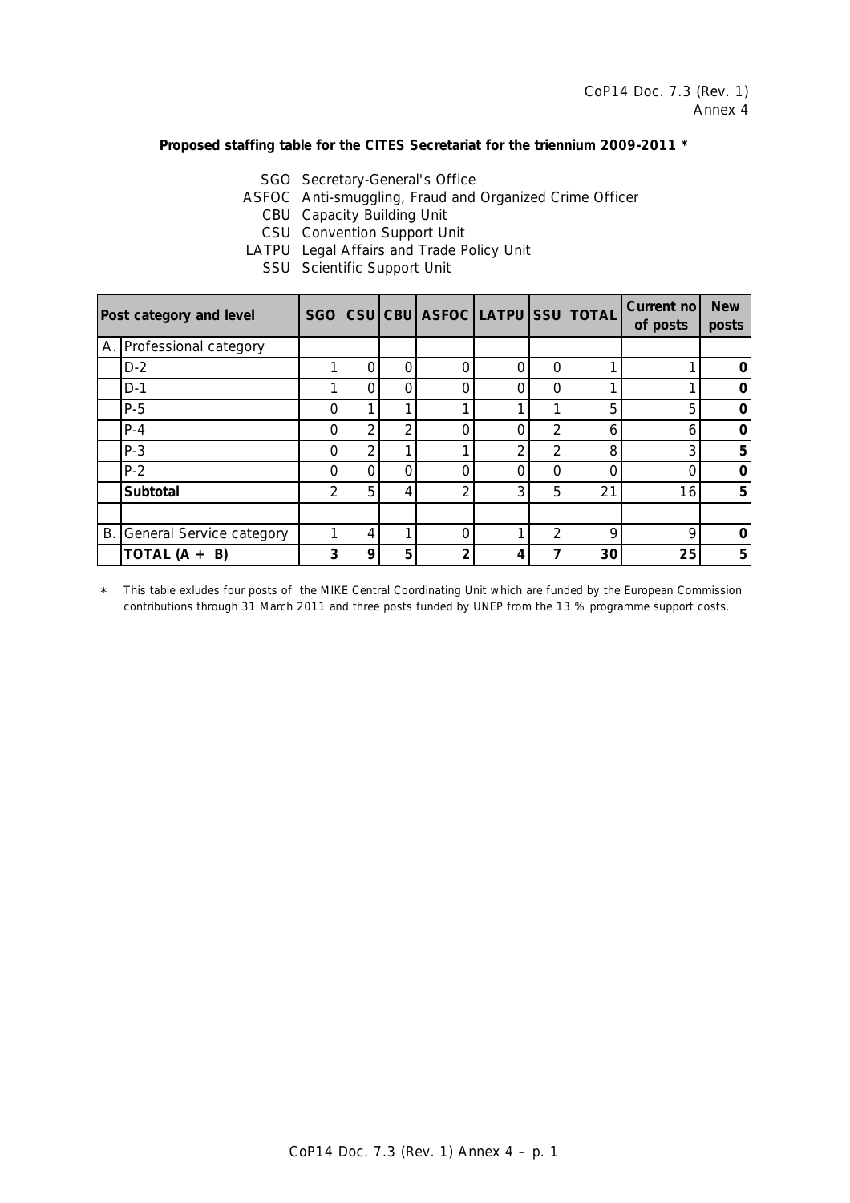CoP14 Doc. 7.3 (Rev. 1)
Annex 4

**Proposed staffing table for the CITES Secretariat for the triennium 2009-2011 ***

SGO Secretary-General's Office
ASFOC Anti-smuggling, Fraud and Organized Crime Officer
CBU Capacity Building Unit
CSU Convention Support Unit
LATPU Legal Affairs and Trade Policy Unit
SSU Scientific Support Unit

| | Post category and level | SGO | CSU | CBU | ASFOC | LATPU | SSU | TOTAL | Current no of posts | New posts |
|---|---|---|---|---|---|---|---|---|---|---|
| A. | Professional category | | | | | | | | | |
| | D-2 | 1 | 0 | 0 | 0 | 0 | 0 | 1 | 1 | **0** |
| | D-1 | 1 | 0 | 0 | 0 | 0 | 0 | 1 | 1 | **0** |
| | P-5 | 0 | 1 | 1 | 1 | 1 | 1 | 5 | 5 | **0** |
| | P-4 | 0 | 2 | 2 | 0 | 0 | 2 | 6 | 6 | **0** |
| | P-3 | 0 | 2 | 1 | 1 | 2 | 2 | 8 | 3 | **5** |
| | P-2 | 0 | 0 | 0 | 0 | 0 | 0 | 0 | 0 | **0** |
| | **Subtotal** | 2 | 5 | 4 | 2 | 3 | 5 | 21 | 16 | **5** |
| | | | | | | | | | | |
| B. | General Service category | 1 | 4 | 1 | 0 | 1 | 2 | 9 | 9 | **0** |
| | **TOTAL (A + B)** | **3** | **9** | **5** | **2** | **4** | **7** | **30** | **25** | **5** |

* This table exludes four posts of the MIKE Central Coordinating Unit which are funded by the European Commission contributions through 31 March 2011 and three posts funded by UNEP from the 13 % programme support costs.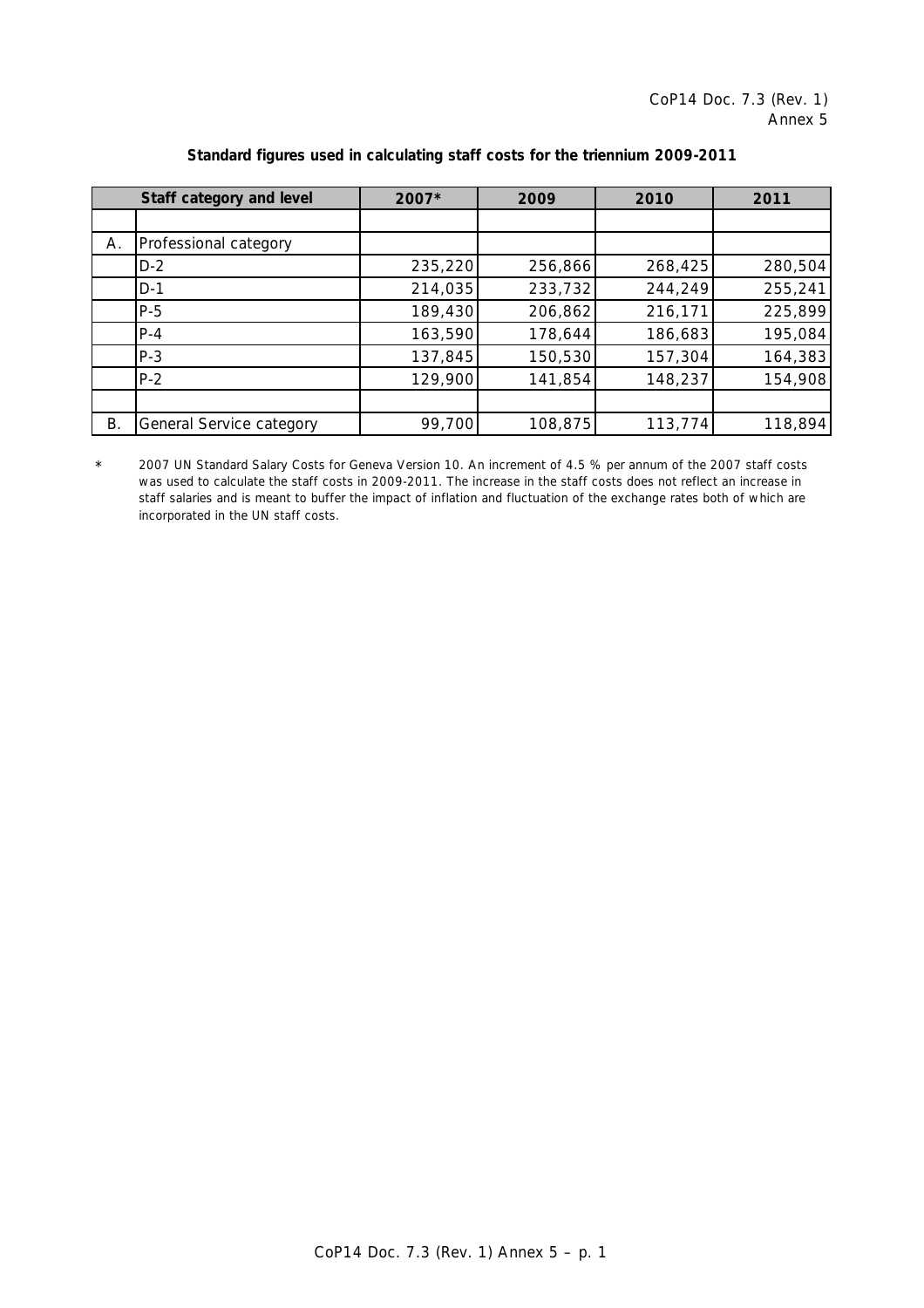CoP14 Doc. 7.3 (Rev. 1)
Annex 5

**Standard figures used in calculating staff costs for the triennium 2009-2011**

| Staff category and level | | 2007* | 2009 | 2010 | 2011 |
|---|---|---|---|---|---|
| | | | | | |
| A. | Professional category | | | | |
| | D-2 | 235,220 | 256,866 | 268,425 | 280,504 |
| | D-1 | 214,035 | 233,732 | 244,249 | 255,241 |
| | P-5 | 189,430 | 206,862 | 216,171 | 225,899 |
| | P-4 | 163,590 | 178,644 | 186,683 | 195,084 |
| | P-3 | 137,845 | 150,530 | 157,304 | 164,383 |
| | P-2 | 129,900 | 141,854 | 148,237 | 154,908 |
| | | | | | |
| B. | General Service category | 99,700 | 108,875 | 113,774 | 118,894 |

\* 2007 UN Standard Salary Costs for Geneva Version 10. An increment of 4.5 % per annum of the 2007 staff costs was used to calculate the staff costs in 2009-2011. The increase in the staff costs does not reflect an increase in staff salaries and is meant to buffer the impact of inflation and fluctuation of the exchange rates both of which are incorporated in the UN staff costs.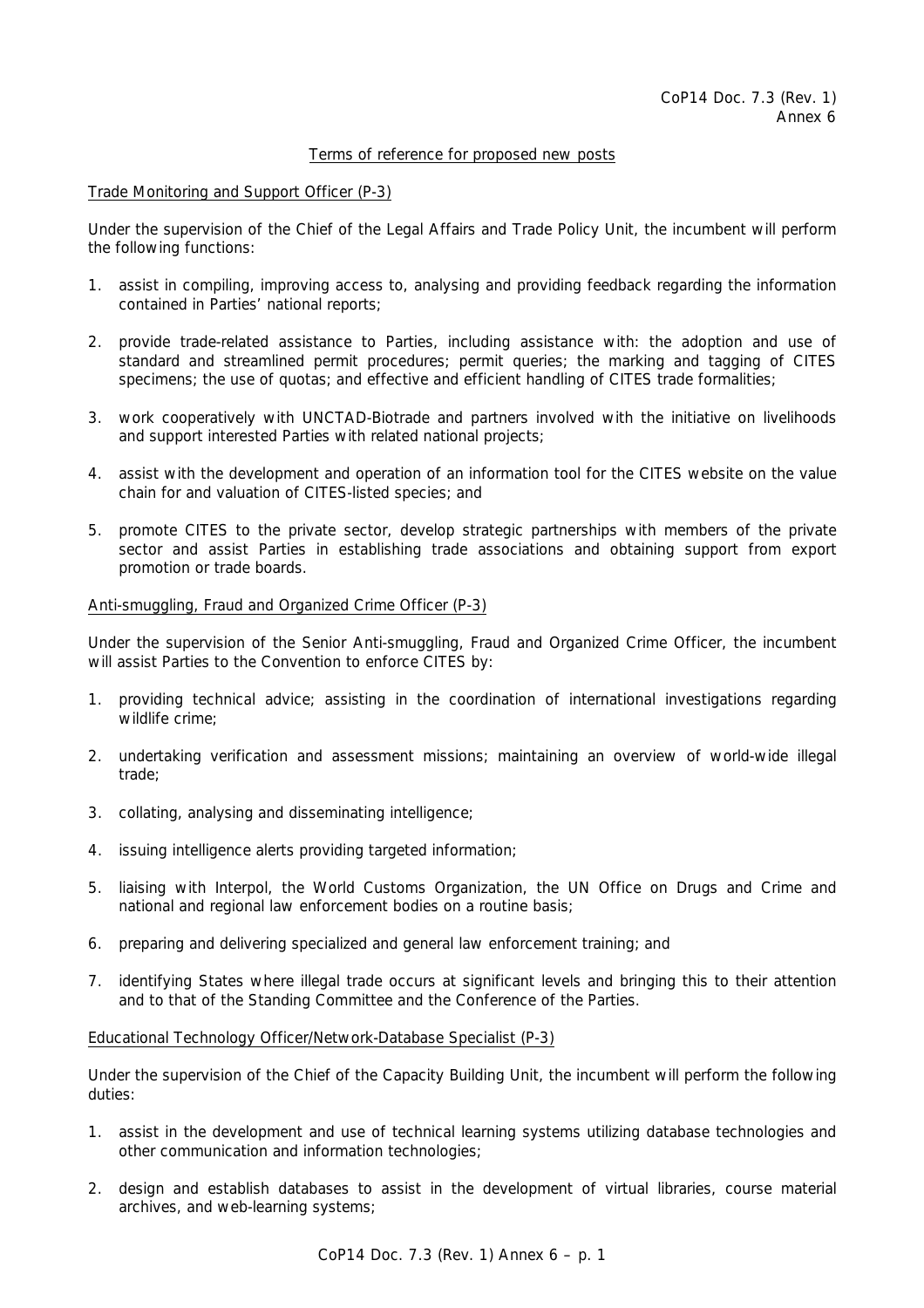CoP14 Doc. 7.3 (Rev. 1)
Annex 6

## Terms of reference for proposed new posts

### Trade Monitoring and Support Officer (P-3)

Under the supervision of the Chief of the Legal Affairs and Trade Policy Unit, the incumbent will perform the following functions:

1. assist in compiling, improving access to, analysing and providing feedback regarding the information contained in Parties' national reports;
2. provide trade-related assistance to Parties, including assistance with: the adoption and use of standard and streamlined permit procedures; permit queries; the marking and tagging of CITES specimens; the use of quotas; and effective and efficient handling of CITES trade formalities;
3. work cooperatively with UNCTAD-Biotrade and partners involved with the initiative on livelihoods and support interested Parties with related national projects;
4. assist with the development and operation of an information tool for the CITES website on the value chain for and valuation of CITES-listed species; and
5. promote CITES to the private sector, develop strategic partnerships with members of the private sector and assist Parties in establishing trade associations and obtaining support from export promotion or trade boards.

### Anti-smuggling, Fraud and Organized Crime Officer (P-3)

Under the supervision of the Senior Anti-smuggling, Fraud and Organized Crime Officer, the incumbent will assist Parties to the Convention to enforce CITES by:

1. providing technical advice; assisting in the coordination of international investigations regarding wildlife crime;
2. undertaking verification and assessment missions; maintaining an overview of world-wide illegal trade;
3. collating, analysing and disseminating intelligence;
4. issuing intelligence alerts providing targeted information;
5. liaising with Interpol, the World Customs Organization, the UN Office on Drugs and Crime and national and regional law enforcement bodies on a routine basis;
6. preparing and delivering specialized and general law enforcement training; and
7. identifying States where illegal trade occurs at significant levels and bringing this to their attention and to that of the Standing Committee and the Conference of the Parties.

### Educational Technology Officer/Network-Database Specialist (P-3)

Under the supervision of the Chief of the Capacity Building Unit, the incumbent will perform the following duties:

1. assist in the development and use of technical learning systems utilizing database technologies and other communication and information technologies;
2. design and establish databases to assist in the development of virtual libraries, course material archives, and web-learning systems;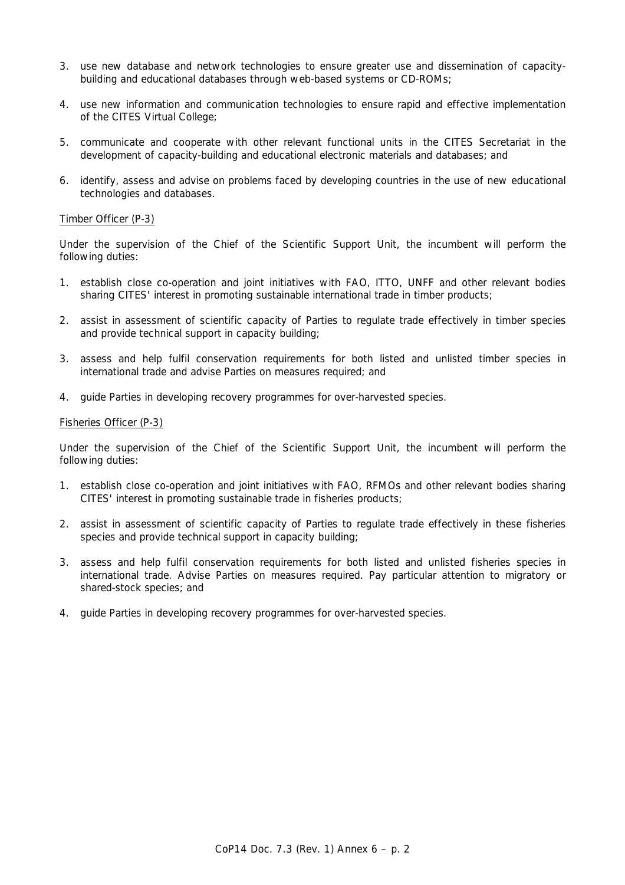3. use new database and network technologies to ensure greater use and dissemination of capacity-building and educational databases through web-based systems or CD-ROMs;

4. use new information and communication technologies to ensure rapid and effective implementation of the CITES Virtual College;

5. communicate and cooperate with other relevant functional units in the CITES Secretariat in the development of capacity-building and educational electronic materials and databases; and

6. identify, assess and advise on problems faced by developing countries in the use of new educational technologies and databases.

<u>Timber Officer (P-3)</u>

Under the supervision of the Chief of the Scientific Support Unit, the incumbent will perform the following duties:

1. establish close co-operation and joint initiatives with FAO, ITTO, UNFF and other relevant bodies sharing CITES' interest in promoting sustainable international trade in timber products;

2. assist in assessment of scientific capacity of Parties to regulate trade effectively in timber species and provide technical support in capacity building;

3. assess and help fulfil conservation requirements for both listed and unlisted timber species in international trade and advise Parties on measures required; and

4. guide Parties in developing recovery programmes for over-harvested species.

<u>Fisheries Officer (P-3)</u>

Under the supervision of the Chief of the Scientific Support Unit, the incumbent will perform the following duties:

1. establish close co-operation and joint initiatives with FAO, RFMOs and other relevant bodies sharing CITES' interest in promoting sustainable trade in fisheries products;

2. assist in assessment of scientific capacity of Parties to regulate trade effectively in these fisheries species and provide technical support in capacity building;

3. assess and help fulfil conservation requirements for both listed and unlisted fisheries species in international trade. Advise Parties on measures required. Pay particular attention to migratory or shared-stock species; and

4. guide Parties in developing recovery programmes for over-harvested species.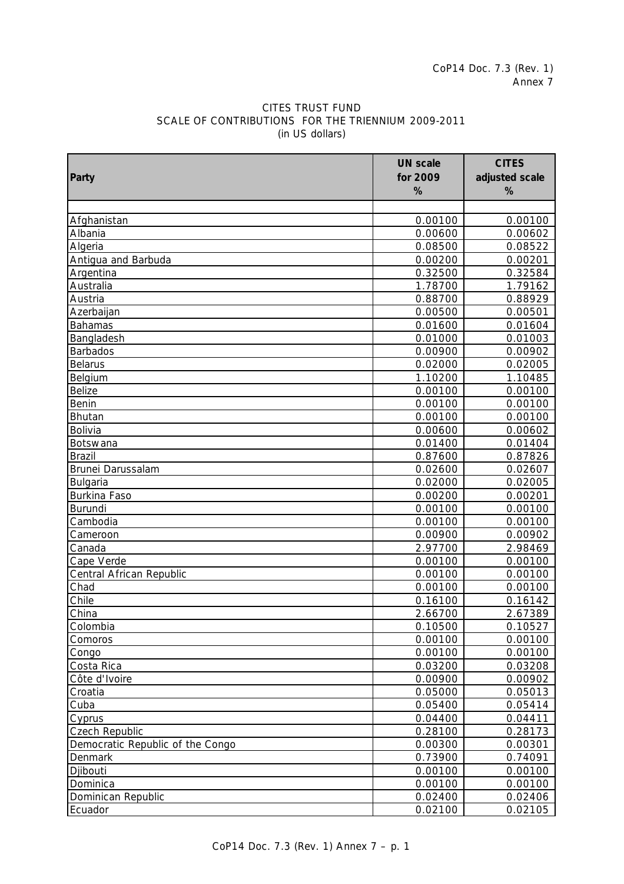CITES TRUST FUND
SCALE OF CONTRIBUTIONS FOR THE TRIENNIUM 2009-2011
(in US dollars)

| Party | UN scale for 2009 % | CITES adjusted scale % |
|---|---|---|
| | | |
| Afghanistan | 0.00100 | 0.00100 |
| Albania | 0.00600 | 0.00602 |
| Algeria | 0.08500 | 0.08522 |
| Antigua and Barbuda | 0.00200 | 0.00201 |
| Argentina | 0.32500 | 0.32584 |
| Australia | 1.78700 | 1.79162 |
| Austria | 0.88700 | 0.88929 |
| Azerbaijan | 0.00500 | 0.00501 |
| Bahamas | 0.01600 | 0.01604 |
| Bangladesh | 0.01000 | 0.01003 |
| Barbados | 0.00900 | 0.00902 |
| Belarus | 0.02000 | 0.02005 |
| Belgium | 1.10200 | 1.10485 |
| Belize | 0.00100 | 0.00100 |
| Benin | 0.00100 | 0.00100 |
| Bhutan | 0.00100 | 0.00100 |
| Bolivia | 0.00600 | 0.00602 |
| Botswana | 0.01400 | 0.01404 |
| Brazil | 0.87600 | 0.87826 |
| Brunei Darussalam | 0.02600 | 0.02607 |
| Bulgaria | 0.02000 | 0.02005 |
| Burkina Faso | 0.00200 | 0.00201 |
| Burundi | 0.00100 | 0.00100 |
| Cambodia | 0.00100 | 0.00100 |
| Cameroon | 0.00900 | 0.00902 |
| Canada | 2.97700 | 2.98469 |
| Cape Verde | 0.00100 | 0.00100 |
| Central African Republic | 0.00100 | 0.00100 |
| Chad | 0.00100 | 0.00100 |
| Chile | 0.16100 | 0.16142 |
| China | 2.66700 | 2.67389 |
| Colombia | 0.10500 | 0.10527 |
| Comoros | 0.00100 | 0.00100 |
| Congo | 0.00100 | 0.00100 |
| Costa Rica | 0.03200 | 0.03208 |
| Côte d'Ivoire | 0.00900 | 0.00902 |
| Croatia | 0.05000 | 0.05013 |
| Cuba | 0.05400 | 0.05414 |
| Cyprus | 0.04400 | 0.04411 |
| Czech Republic | 0.28100 | 0.28173 |
| Democratic Republic of the Congo | 0.00300 | 0.00301 |
| Denmark | 0.73900 | 0.74091 |
| Djibouti | 0.00100 | 0.00100 |
| Dominica | 0.00100 | 0.00100 |
| Dominican Republic | 0.02400 | 0.02406 |
| Ecuador | 0.02100 | 0.02105 |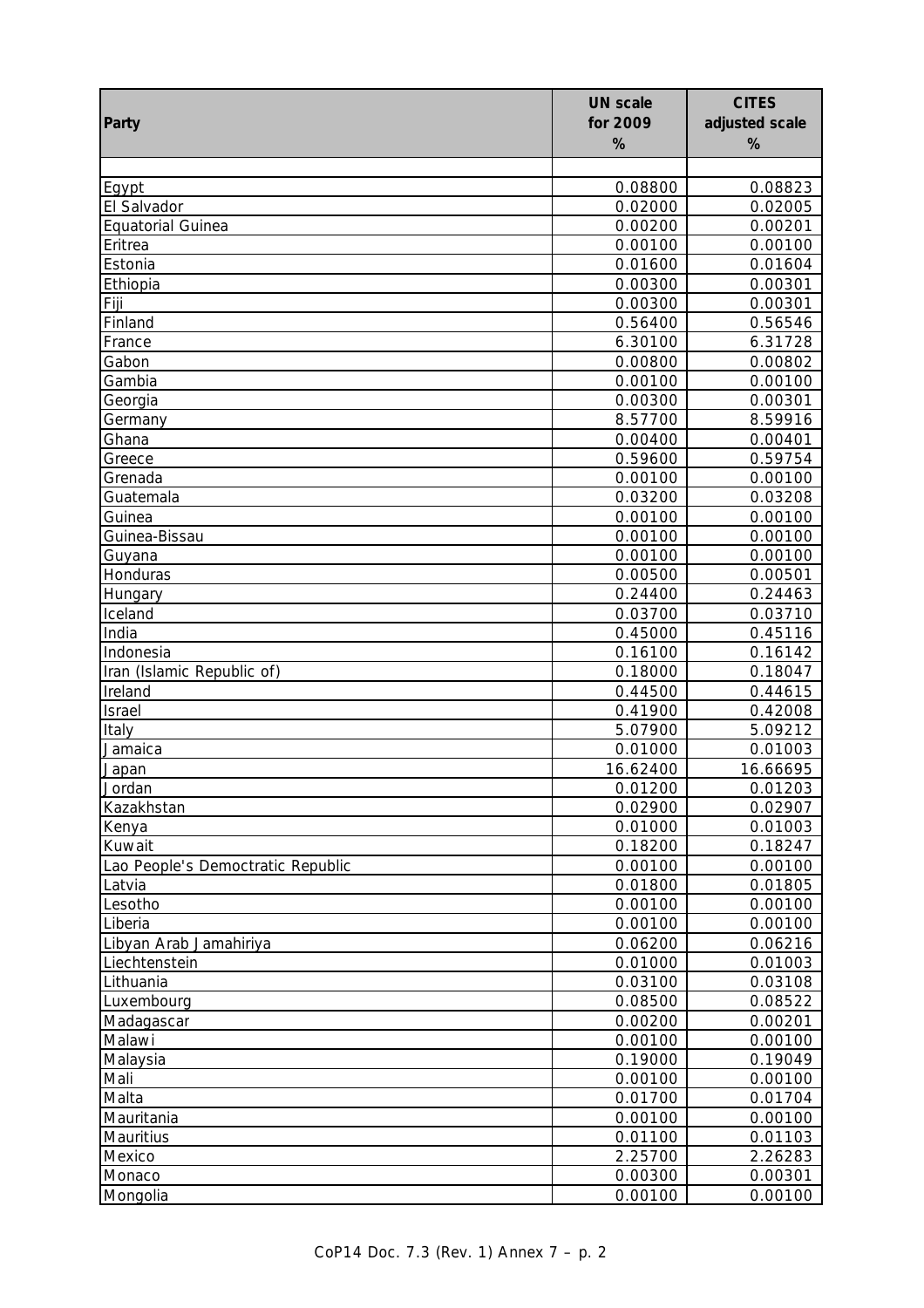| Party | UN scale for 2009 % | CITES adjusted scale % |
|---|---|---|
| | | |
| Egypt | 0.08800 | 0.08823 |
| El Salvador | 0.02000 | 0.02005 |
| Equatorial Guinea | 0.00200 | 0.00201 |
| Eritrea | 0.00100 | 0.00100 |
| Estonia | 0.01600 | 0.01604 |
| Ethiopia | 0.00300 | 0.00301 |
| Fiji | 0.00300 | 0.00301 |
| Finland | 0.56400 | 0.56546 |
| France | 6.30100 | 6.31728 |
| Gabon | 0.00800 | 0.00802 |
| Gambia | 0.00100 | 0.00100 |
| Georgia | 0.00300 | 0.00301 |
| Germany | 8.57700 | 8.59916 |
| Ghana | 0.00400 | 0.00401 |
| Greece | 0.59600 | 0.59754 |
| Grenada | 0.00100 | 0.00100 |
| Guatemala | 0.03200 | 0.03208 |
| Guinea | 0.00100 | 0.00100 |
| Guinea-Bissau | 0.00100 | 0.00100 |
| Guyana | 0.00100 | 0.00100 |
| Honduras | 0.00500 | 0.00501 |
| Hungary | 0.24400 | 0.24463 |
| Iceland | 0.03700 | 0.03710 |
| India | 0.45000 | 0.45116 |
| Indonesia | 0.16100 | 0.16142 |
| Iran (Islamic Republic of) | 0.18000 | 0.18047 |
| Ireland | 0.44500 | 0.44615 |
| Israel | 0.41900 | 0.42008 |
| Italy | 5.07900 | 5.09212 |
| Jamaica | 0.01000 | 0.01003 |
| Japan | 16.62400 | 16.66695 |
| Jordan | 0.01200 | 0.01203 |
| Kazakhstan | 0.02900 | 0.02907 |
| Kenya | 0.01000 | 0.01003 |
| Kuwait | 0.18200 | 0.18247 |
| Lao People's Democratic Republic | 0.00100 | 0.00100 |
| Latvia | 0.01800 | 0.01805 |
| Lesotho | 0.00100 | 0.00100 |
| Liberia | 0.00100 | 0.00100 |
| Libyan Arab Jamahiriya | 0.06200 | 0.06216 |
| Liechtenstein | 0.01000 | 0.01003 |
| Lithuania | 0.03100 | 0.03108 |
| Luxembourg | 0.08500 | 0.08522 |
| Madagascar | 0.00200 | 0.00201 |
| Malawi | 0.00100 | 0.00100 |
| Malaysia | 0.19000 | 0.19049 |
| Mali | 0.00100 | 0.00100 |
| Malta | 0.01700 | 0.01704 |
| Mauritania | 0.00100 | 0.00100 |
| Mauritius | 0.01100 | 0.01103 |
| Mexico | 2.25700 | 2.26283 |
| Monaco | 0.00300 | 0.00301 |
| Mongolia | 0.00100 | 0.00100 |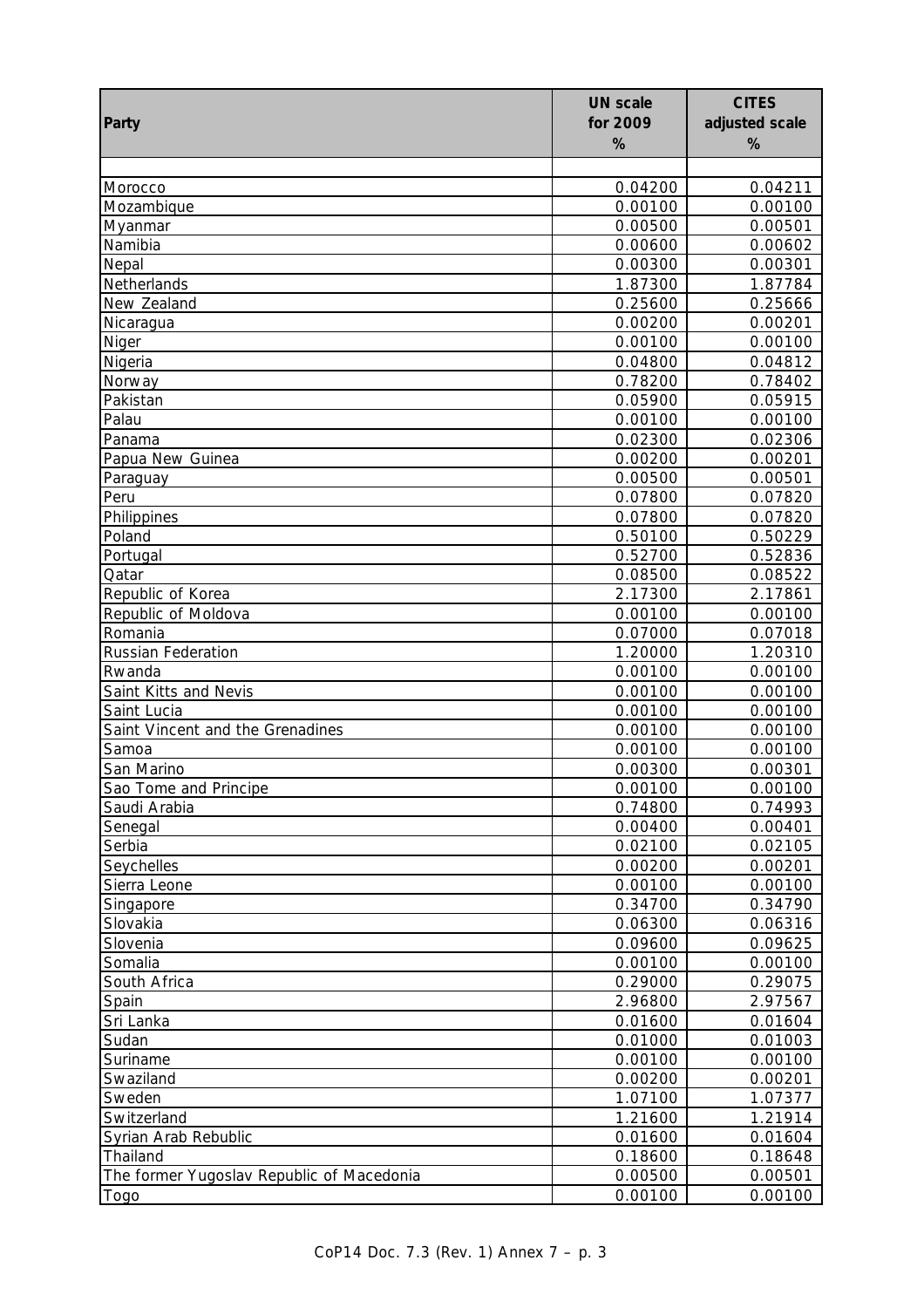| Party | UN scale for 2009 % | CITES adjusted scale % |
|---|---|---|
| | | |
| Morocco | 0.04200 | 0.04211 |
| Mozambique | 0.00100 | 0.00100 |
| Myanmar | 0.00500 | 0.00501 |
| Namibia | 0.00600 | 0.00602 |
| Nepal | 0.00300 | 0.00301 |
| Netherlands | 1.87300 | 1.87784 |
| New Zealand | 0.25600 | 0.25666 |
| Nicaragua | 0.00200 | 0.00201 |
| Niger | 0.00100 | 0.00100 |
| Nigeria | 0.04800 | 0.04812 |
| Norway | 0.78200 | 0.78402 |
| Pakistan | 0.05900 | 0.05915 |
| Palau | 0.00100 | 0.00100 |
| Panama | 0.02300 | 0.02306 |
| Papua New Guinea | 0.00200 | 0.00201 |
| Paraguay | 0.00500 | 0.00501 |
| Peru | 0.07800 | 0.07820 |
| Philippines | 0.07800 | 0.07820 |
| Poland | 0.50100 | 0.50229 |
| Portugal | 0.52700 | 0.52836 |
| Qatar | 0.08500 | 0.08522 |
| Republic of Korea | 2.17300 | 2.17861 |
| Republic of Moldova | 0.00100 | 0.00100 |
| Romania | 0.07000 | 0.07018 |
| Russian Federation | 1.20000 | 1.20310 |
| Rwanda | 0.00100 | 0.00100 |
| Saint Kitts and Nevis | 0.00100 | 0.00100 |
| Saint Lucia | 0.00100 | 0.00100 |
| Saint Vincent and the Grenadines | 0.00100 | 0.00100 |
| Samoa | 0.00100 | 0.00100 |
| San Marino | 0.00300 | 0.00301 |
| Sao Tome and Principe | 0.00100 | 0.00100 |
| Saudi Arabia | 0.74800 | 0.74993 |
| Senegal | 0.00400 | 0.00401 |
| Serbia | 0.02100 | 0.02105 |
| Seychelles | 0.00200 | 0.00201 |
| Sierra Leone | 0.00100 | 0.00100 |
| Singapore | 0.34700 | 0.34790 |
| Slovakia | 0.06300 | 0.06316 |
| Slovenia | 0.09600 | 0.09625 |
| Somalia | 0.00100 | 0.00100 |
| South Africa | 0.29000 | 0.29075 |
| Spain | 2.96800 | 2.97567 |
| Sri Lanka | 0.01600 | 0.01604 |
| Sudan | 0.01000 | 0.01003 |
| Suriname | 0.00100 | 0.00100 |
| Swaziland | 0.00200 | 0.00201 |
| Sweden | 1.07100 | 1.07377 |
| Switzerland | 1.21600 | 1.21914 |
| Syrian Arab Rebublic | 0.01600 | 0.01604 |
| Thailand | 0.18600 | 0.18648 |
| The former Yugoslav Republic of Macedonia | 0.00500 | 0.00501 |
| Togo | 0.00100 | 0.00100 |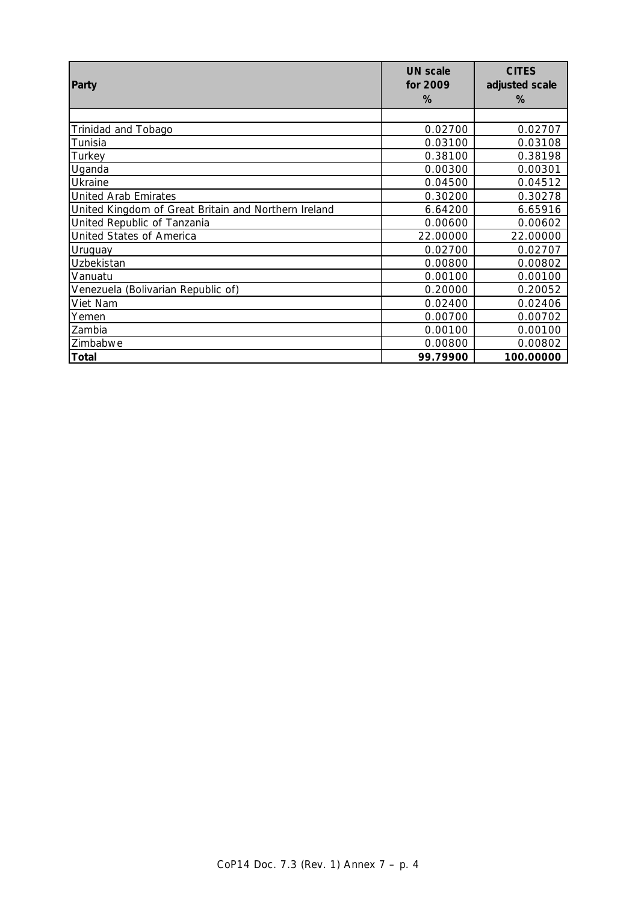| Party | UN scale for 2009 % | CITES adjusted scale % |
|---|---|---|
| | | |
| Trinidad and Tobago | 0.02700 | 0.02707 |
| Tunisia | 0.03100 | 0.03108 |
| Turkey | 0.38100 | 0.38198 |
| Uganda | 0.00300 | 0.00301 |
| Ukraine | 0.04500 | 0.04512 |
| United Arab Emirates | 0.30200 | 0.30278 |
| United Kingdom of Great Britain and Northern Ireland | 6.64200 | 6.65916 |
| United Republic of Tanzania | 0.00600 | 0.00602 |
| United States of America | 22.00000 | 22.00000 |
| Uruguay | 0.02700 | 0.02707 |
| Uzbekistan | 0.00800 | 0.00802 |
| Vanuatu | 0.00100 | 0.00100 |
| Venezuela (Bolivarian Republic of) | 0.20000 | 0.20052 |
| Viet Nam | 0.02400 | 0.02406 |
| Yemen | 0.00700 | 0.00702 |
| Zambia | 0.00100 | 0.00100 |
| Zimbabwe | 0.00800 | 0.00802 |
| **Total** | **99.79900** | **100.00000** |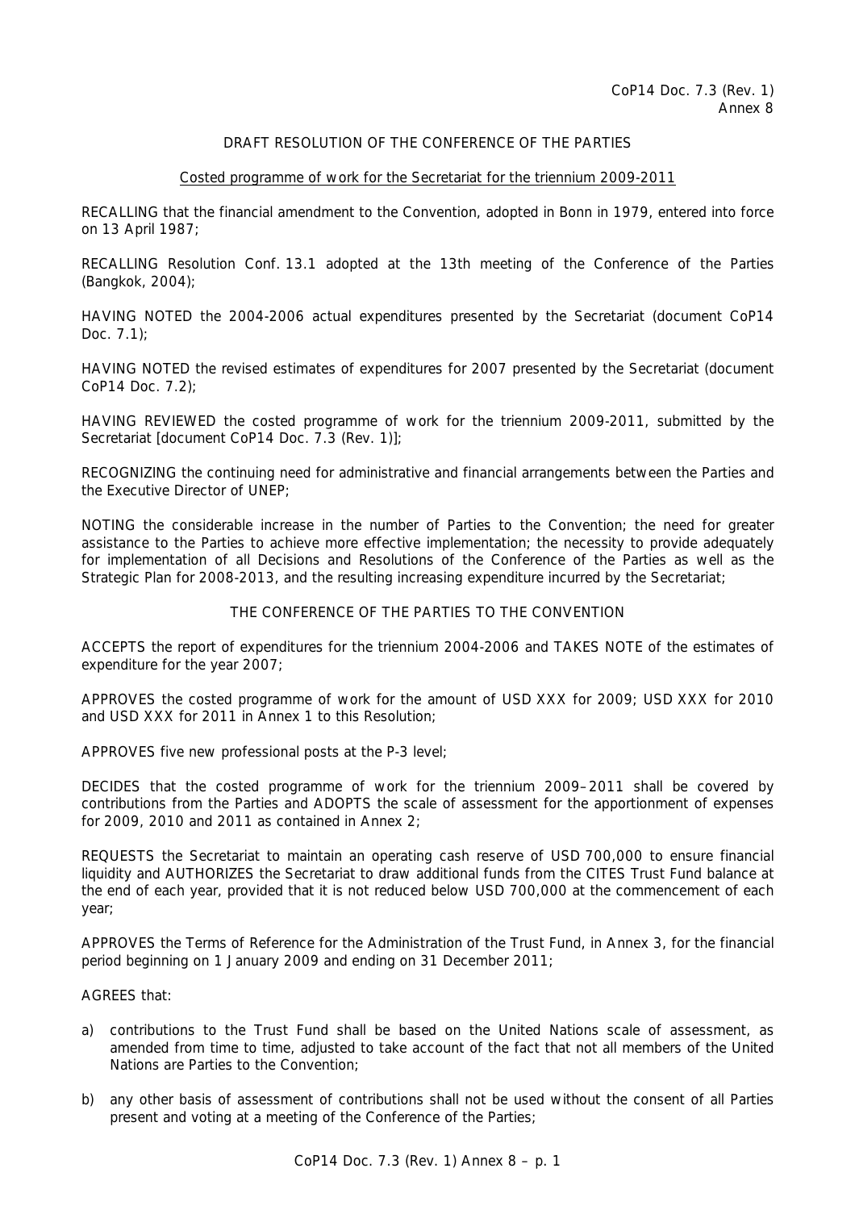CoP14 Doc. 7.3 (Rev. 1)
Annex 8

DRAFT RESOLUTION OF THE CONFERENCE OF THE PARTIES

Costed programme of work for the Secretariat for the triennium 2009-2011

RECALLING that the financial amendment to the Convention, adopted in Bonn in 1979, entered into force on 13 April 1987;

RECALLING Resolution Conf. 13.1 adopted at the 13th meeting of the Conference of the Parties (Bangkok, 2004);

HAVING NOTED the 2004-2006 actual expenditures presented by the Secretariat (document CoP14 Doc. 7.1);

HAVING NOTED the revised estimates of expenditures for 2007 presented by the Secretariat (document CoP14 Doc. 7.2);

HAVING REVIEWED the costed programme of work for the triennium 2009-2011, submitted by the Secretariat [document CoP14 Doc. 7.3 (Rev. 1)];

RECOGNIZING the continuing need for administrative and financial arrangements between the Parties and the Executive Director of UNEP;

NOTING the considerable increase in the number of Parties to the Convention; the need for greater assistance to the Parties to achieve more effective implementation; the necessity to provide adequately for implementation of all Decisions and Resolutions of the Conference of the Parties as well as the Strategic Plan for 2008-2013, and the resulting increasing expenditure incurred by the Secretariat;

THE CONFERENCE OF THE PARTIES TO THE CONVENTION

ACCEPTS the report of expenditures for the triennium 2004-2006 and TAKES NOTE of the estimates of expenditure for the year 2007;

APPROVES the costed programme of work for the amount of USD XXX for 2009; USD XXX for 2010 and USD XXX for 2011 in Annex 1 to this Resolution;

APPROVES five new professional posts at the P-3 level;

DECIDES that the costed programme of work for the triennium 2009–2011 shall be covered by contributions from the Parties and ADOPTS the scale of assessment for the apportionment of expenses for 2009, 2010 and 2011 as contained in Annex 2;

REQUESTS the Secretariat to maintain an operating cash reserve of USD 700,000 to ensure financial liquidity and AUTHORIZES the Secretariat to draw additional funds from the CITES Trust Fund balance at the end of each year, provided that it is not reduced below USD 700,000 at the commencement of each year;

APPROVES the Terms of Reference for the Administration of the Trust Fund, in Annex 3, for the financial period beginning on 1 January 2009 and ending on 31 December 2011;

AGREES that:

a) contributions to the Trust Fund shall be based on the United Nations scale of assessment, as amended from time to time, adjusted to take account of the fact that not all members of the United Nations are Parties to the Convention;

b) any other basis of assessment of contributions shall not be used without the consent of all Parties present and voting at a meeting of the Conference of the Parties;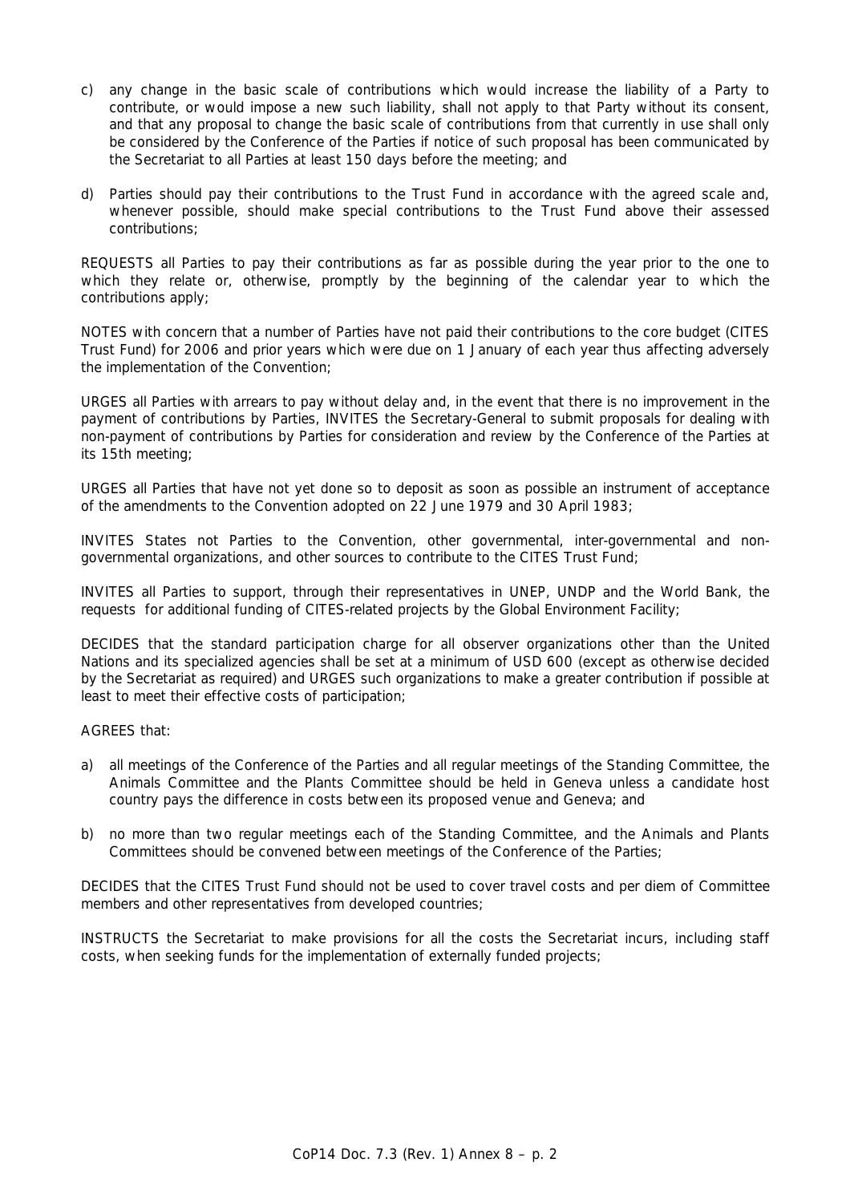c) any change in the basic scale of contributions which would increase the liability of a Party to contribute, or would impose a new such liability, shall not apply to that Party without its consent, and that any proposal to change the basic scale of contributions from that currently in use shall only be considered by the Conference of the Parties if notice of such proposal has been communicated by the Secretariat to all Parties at least 150 days before the meeting; and

d) Parties should pay their contributions to the Trust Fund in accordance with the agreed scale and, whenever possible, should make special contributions to the Trust Fund above their assessed contributions;

REQUESTS all Parties to pay their contributions as far as possible during the year prior to the one to which they relate or, otherwise, promptly by the beginning of the calendar year to which the contributions apply;

NOTES with concern that a number of Parties have not paid their contributions to the core budget (CITES Trust Fund) for 2006 and prior years which were due on 1 January of each year thus affecting adversely the implementation of the Convention;

URGES all Parties with arrears to pay without delay and, in the event that there is no improvement in the payment of contributions by Parties, INVITES the Secretary-General to submit proposals for dealing with non-payment of contributions by Parties for consideration and review by the Conference of the Parties at its 15th meeting;

URGES all Parties that have not yet done so to deposit as soon as possible an instrument of acceptance of the amendments to the Convention adopted on 22 June 1979 and 30 April 1983;

INVITES States not Parties to the Convention, other governmental, inter-governmental and non-governmental organizations, and other sources to contribute to the CITES Trust Fund;

INVITES all Parties to support, through their representatives in UNEP, UNDP and the World Bank, the requests for additional funding of CITES-related projects by the Global Environment Facility;

DECIDES that the standard participation charge for all observer organizations other than the United Nations and its specialized agencies shall be set at a minimum of USD 600 (except as otherwise decided by the Secretariat as required) and URGES such organizations to make a greater contribution if possible at least to meet their effective costs of participation;

AGREES that:

a) all meetings of the Conference of the Parties and all regular meetings of the Standing Committee, the Animals Committee and the Plants Committee should be held in Geneva unless a candidate host country pays the difference in costs between its proposed venue and Geneva; and

b) no more than two regular meetings each of the Standing Committee, and the Animals and Plants Committees should be convened between meetings of the Conference of the Parties;

DECIDES that the CITES Trust Fund should not be used to cover travel costs and per diem of Committee members and other representatives from developed countries;

INSTRUCTS the Secretariat to make provisions for all the costs the Secretariat incurs, including staff costs, when seeking funds for the implementation of externally funded projects;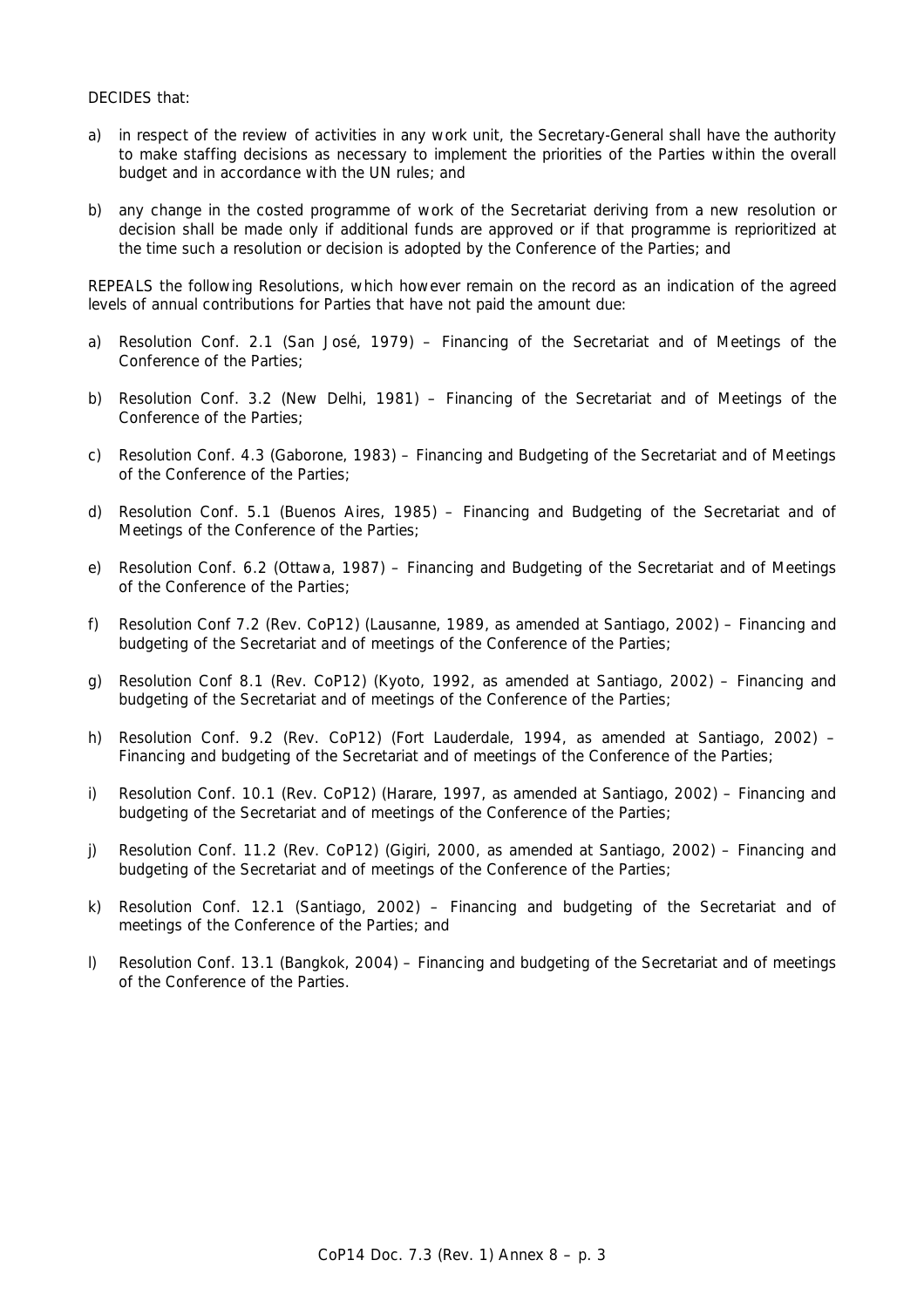DECIDES that:

a) in respect of the review of activities in any work unit, the Secretary-General shall have the authority to make staffing decisions as necessary to implement the priorities of the Parties within the overall budget and in accordance with the UN rules; and

b) any change in the costed programme of work of the Secretariat deriving from a new resolution or decision shall be made only if additional funds are approved or if that programme is reprioritized at the time such a resolution or decision is adopted by the Conference of the Parties; and

REPEALS the following Resolutions, which however remain on the record as an indication of the agreed levels of annual contributions for Parties that have not paid the amount due:

a) Resolution Conf. 2.1 (San José, 1979) – Financing of the Secretariat and of Meetings of the Conference of the Parties;

b) Resolution Conf. 3.2 (New Delhi, 1981) – Financing of the Secretariat and of Meetings of the Conference of the Parties;

c) Resolution Conf. 4.3 (Gaborone, 1983) – Financing and Budgeting of the Secretariat and of Meetings of the Conference of the Parties;

d) Resolution Conf. 5.1 (Buenos Aires, 1985) – Financing and Budgeting of the Secretariat and of Meetings of the Conference of the Parties;

e) Resolution Conf. 6.2 (Ottawa, 1987) – Financing and Budgeting of the Secretariat and of Meetings of the Conference of the Parties;

f) Resolution Conf 7.2 (Rev. CoP12) (Lausanne, 1989, as amended at Santiago, 2002) – Financing and budgeting of the Secretariat and of meetings of the Conference of the Parties;

g) Resolution Conf 8.1 (Rev. CoP12) (Kyoto, 1992, as amended at Santiago, 2002) – Financing and budgeting of the Secretariat and of meetings of the Conference of the Parties;

h) Resolution Conf. 9.2 (Rev. CoP12) (Fort Lauderdale, 1994, as amended at Santiago, 2002) – Financing and budgeting of the Secretariat and of meetings of the Conference of the Parties;

i) Resolution Conf. 10.1 (Rev. CoP12) (Harare, 1997, as amended at Santiago, 2002) – Financing and budgeting of the Secretariat and of meetings of the Conference of the Parties;

j) Resolution Conf. 11.2 (Rev. CoP12) (Gigiri, 2000, as amended at Santiago, 2002) – Financing and budgeting of the Secretariat and of meetings of the Conference of the Parties;

k) Resolution Conf. 12.1 (Santiago, 2002) – Financing and budgeting of the Secretariat and of meetings of the Conference of the Parties; and

l) Resolution Conf. 13.1 (Bangkok, 2004) – Financing and budgeting of the Secretariat and of meetings of the Conference of the Parties.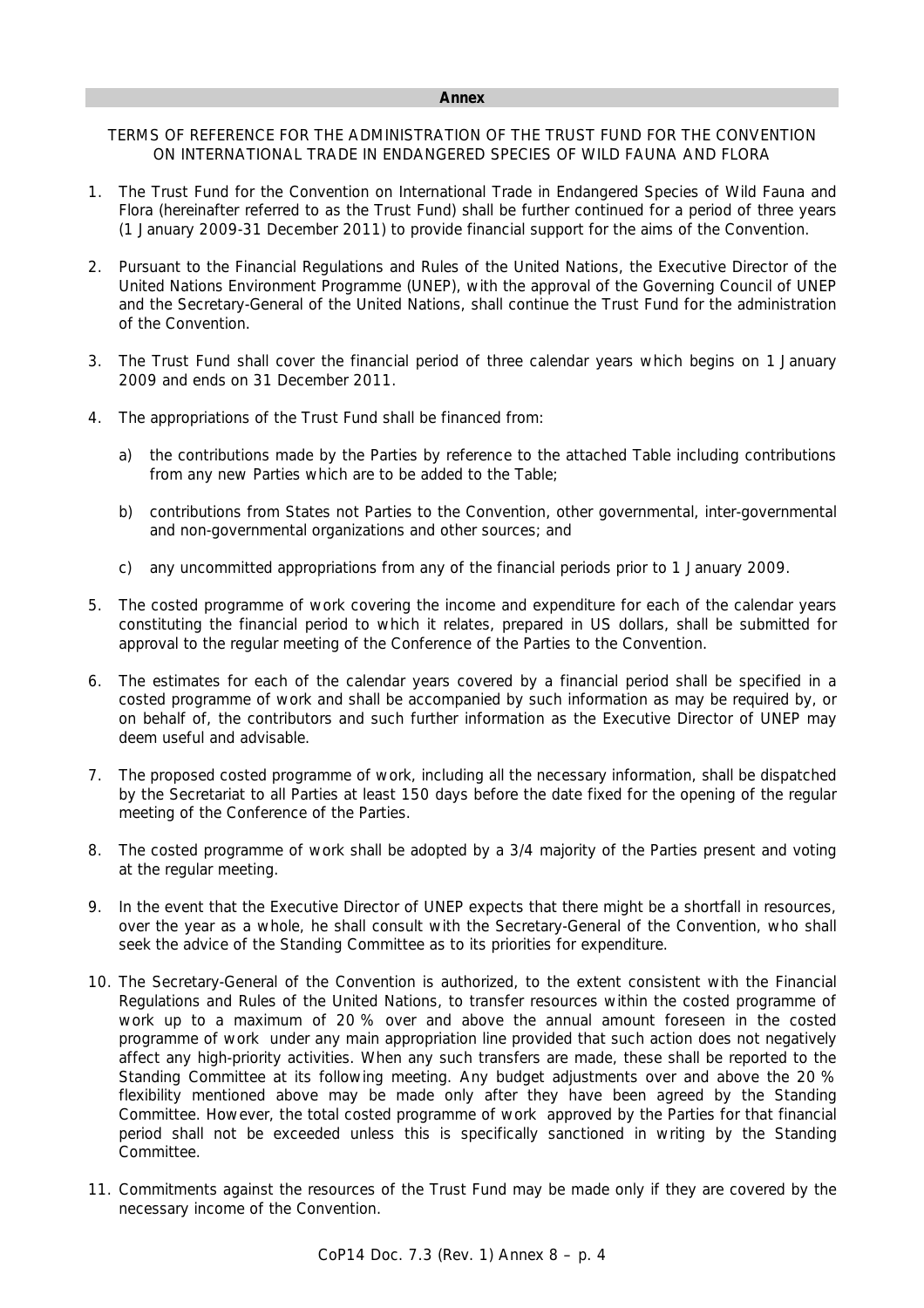**Annex**

TERMS OF REFERENCE FOR THE ADMINISTRATION OF THE TRUST FUND FOR THE CONVENTION ON INTERNATIONAL TRADE IN ENDANGERED SPECIES OF WILD FAUNA AND FLORA

1. The Trust Fund for the Convention on International Trade in Endangered Species of Wild Fauna and Flora (hereinafter referred to as the Trust Fund) shall be further continued for a period of three years (1 January 2009-31 December 2011) to provide financial support for the aims of the Convention.

2. Pursuant to the Financial Regulations and Rules of the United Nations, the Executive Director of the United Nations Environment Programme (UNEP), with the approval of the Governing Council of UNEP and the Secretary-General of the United Nations, shall continue the Trust Fund for the administration of the Convention.

3. The Trust Fund shall cover the financial period of three calendar years which begins on 1 January 2009 and ends on 31 December 2011.

4. The appropriations of the Trust Fund shall be financed from:

   a) the contributions made by the Parties by reference to the attached Table including contributions from any new Parties which are to be added to the Table;

   b) contributions from States not Parties to the Convention, other governmental, inter-governmental and non-governmental organizations and other sources; and

   c) any uncommitted appropriations from any of the financial periods prior to 1 January 2009.

5. The costed programme of work covering the income and expenditure for each of the calendar years constituting the financial period to which it relates, prepared in US dollars, shall be submitted for approval to the regular meeting of the Conference of the Parties to the Convention.

6. The estimates for each of the calendar years covered by a financial period shall be specified in a costed programme of work and shall be accompanied by such information as may be required by, or on behalf of, the contributors and such further information as the Executive Director of UNEP may deem useful and advisable.

7. The proposed costed programme of work, including all the necessary information, shall be dispatched by the Secretariat to all Parties at least 150 days before the date fixed for the opening of the regular meeting of the Conference of the Parties.

8. The costed programme of work shall be adopted by a 3/4 majority of the Parties present and voting at the regular meeting.

9. In the event that the Executive Director of UNEP expects that there might be a shortfall in resources, over the year as a whole, he shall consult with the Secretary-General of the Convention, who shall seek the advice of the Standing Committee as to its priorities for expenditure.

10. The Secretary-General of the Convention is authorized, to the extent consistent with the Financial Regulations and Rules of the United Nations, to transfer resources within the costed programme of work up to a maximum of 20 % over and above the annual amount foreseen in the costed programme of work under any main appropriation line provided that such action does not negatively affect any high-priority activities. When any such transfers are made, these shall be reported to the Standing Committee at its following meeting. Any budget adjustments over and above the 20 % flexibility mentioned above may be made only after they have been agreed by the Standing Committee. However, the total costed programme of work approved by the Parties for that financial period shall not be exceeded unless this is specifically sanctioned in writing by the Standing Committee.

11. Commitments against the resources of the Trust Fund may be made only if they are covered by the necessary income of the Convention.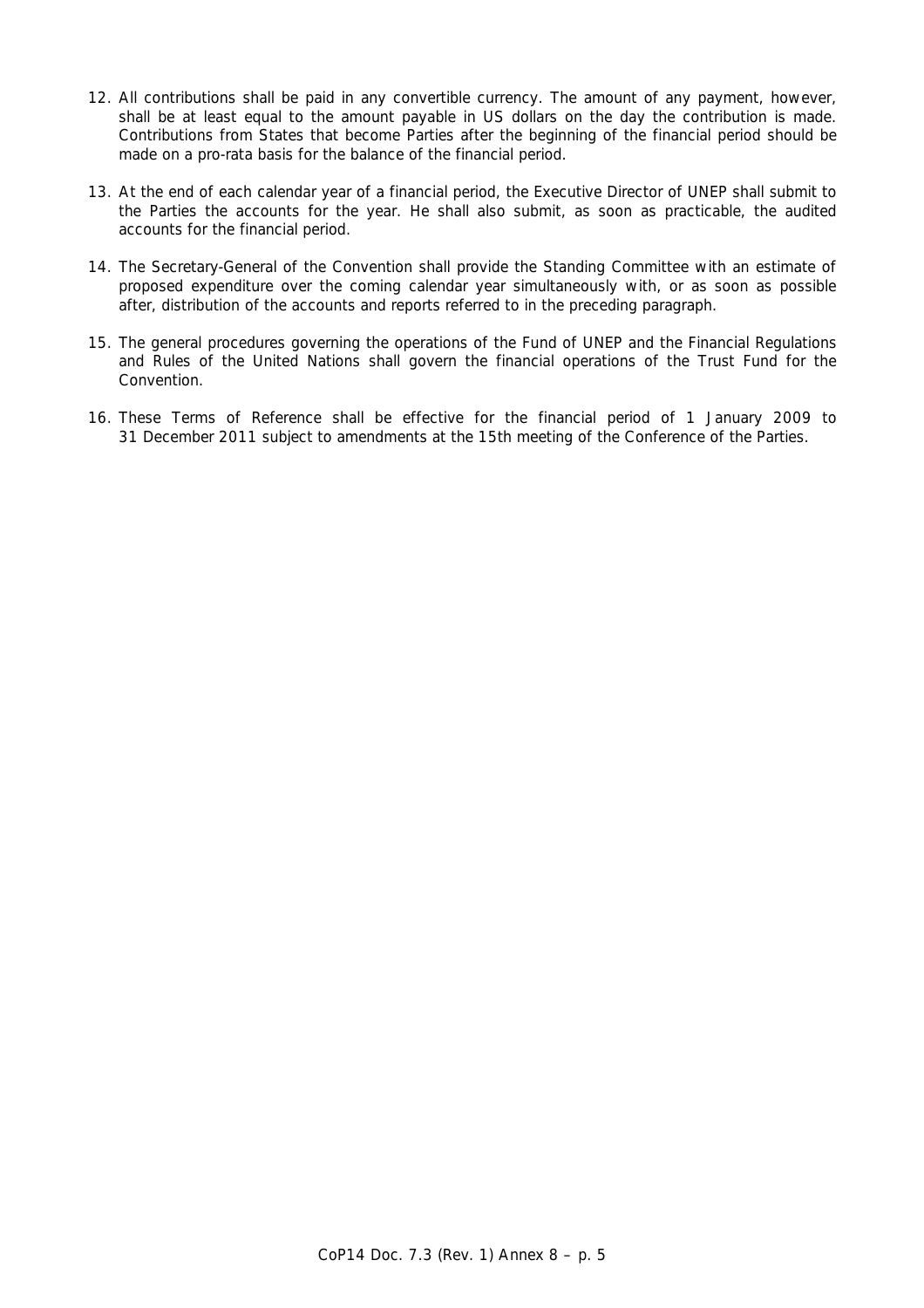12. All contributions shall be paid in any convertible currency. The amount of any payment, however, shall be at least equal to the amount payable in US dollars on the day the contribution is made. Contributions from States that become Parties after the beginning of the financial period should be made on a pro-rata basis for the balance of the financial period.

13. At the end of each calendar year of a financial period, the Executive Director of UNEP shall submit to the Parties the accounts for the year. He shall also submit, as soon as practicable, the audited accounts for the financial period.

14. The Secretary-General of the Convention shall provide the Standing Committee with an estimate of proposed expenditure over the coming calendar year simultaneously with, or as soon as possible after, distribution of the accounts and reports referred to in the preceding paragraph.

15. The general procedures governing the operations of the Fund of UNEP and the Financial Regulations and Rules of the United Nations shall govern the financial operations of the Trust Fund for the Convention.

16. These Terms of Reference shall be effective for the financial period of 1 January 2009 to 31 December 2011 subject to amendments at the 15th meeting of the Conference of the Parties.